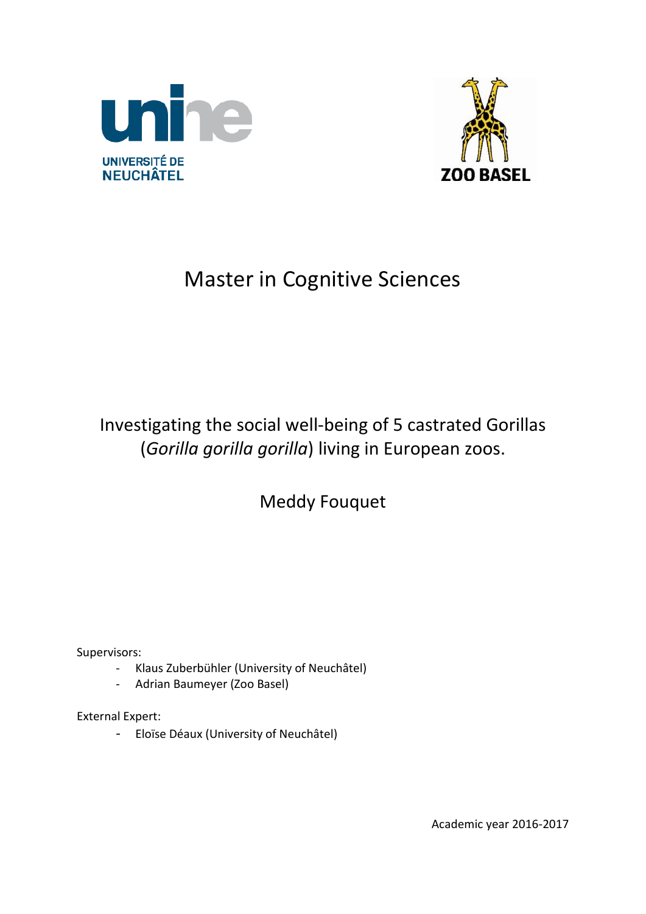UNIVERSITÉ DE NEUCHÂTEL

ZOO BASEL

# Master in Cognitive Sciences

## Investigating the social well-being of 5 castrated Gorillas (*Gorilla gorilla gorilla*) living in European zoos.

Meddy Fouquet

Supervisors:

- Klaus Zuberbühler (University of Neuchâtel)
- Adrian Baumeyer (Zoo Basel)

External Expert:

- Eloïse Déaux (University of Neuchâtel)

Academic year 2016-2017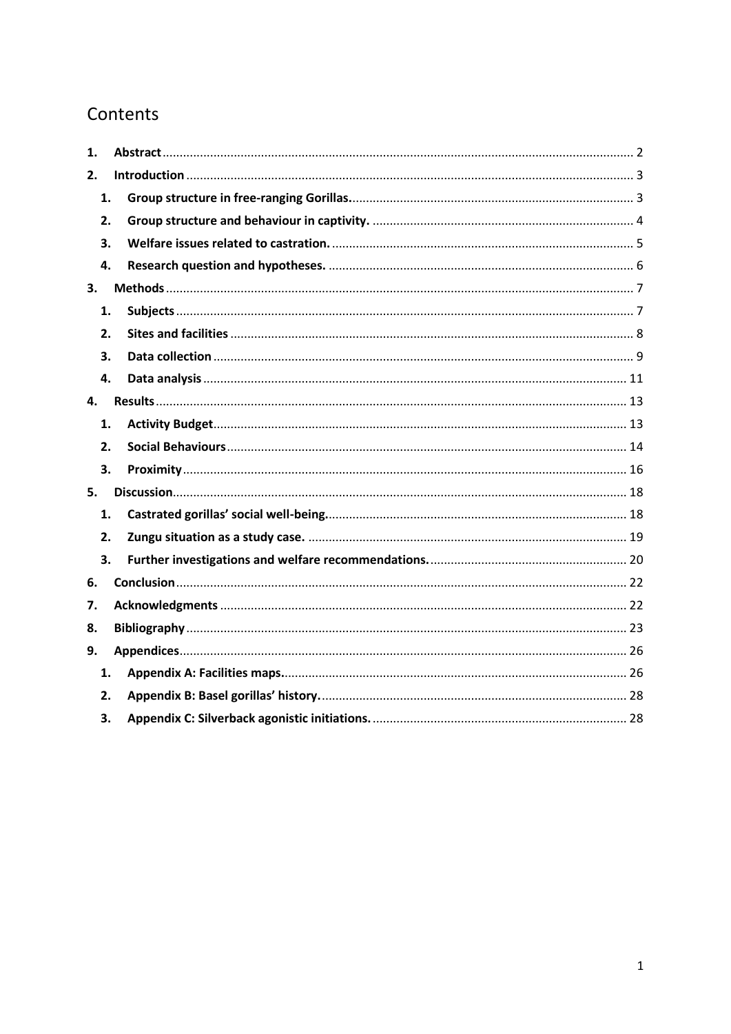# Contents

1. **Abstract** ............ 2
2. **Introduction** ............ 3
   1. **Group structure in free-ranging Gorillas.** ............ 3
   2. **Group structure and behaviour in captivity.** ............ 4
   3. **Welfare issues related to castration.** ............ 5
   4. **Research question and hypotheses.** ............ 6
3. **Methods** ............ 7
   1. **Subjects** ............ 7
   2. **Sites and facilities** ............ 8
   3. **Data collection** ............ 9
   4. **Data analysis** ............ 11
4. **Results** ............ 13
   1. **Activity Budget** ............ 13
   2. **Social Behaviours** ............ 14
   3. **Proximity** ............ 16
5. **Discussion** ............ 18
   1. **Castrated gorillas' social well-being.** ............ 18
   2. **Zungu situation as a study case.** ............ 19
   3. **Further investigations and welfare recommendations.** ............ 20
6. **Conclusion** ............ 22
7. **Acknowledgments** ............ 22
8. **Bibliography** ............ 23
9. **Appendices** ............ 26
   1. **Appendix A: Facilities maps.** ............ 26
   2. **Appendix B: Basel gorillas' history.** ............ 28
   3. **Appendix C: Silverback agonistic initiations.** ............ 28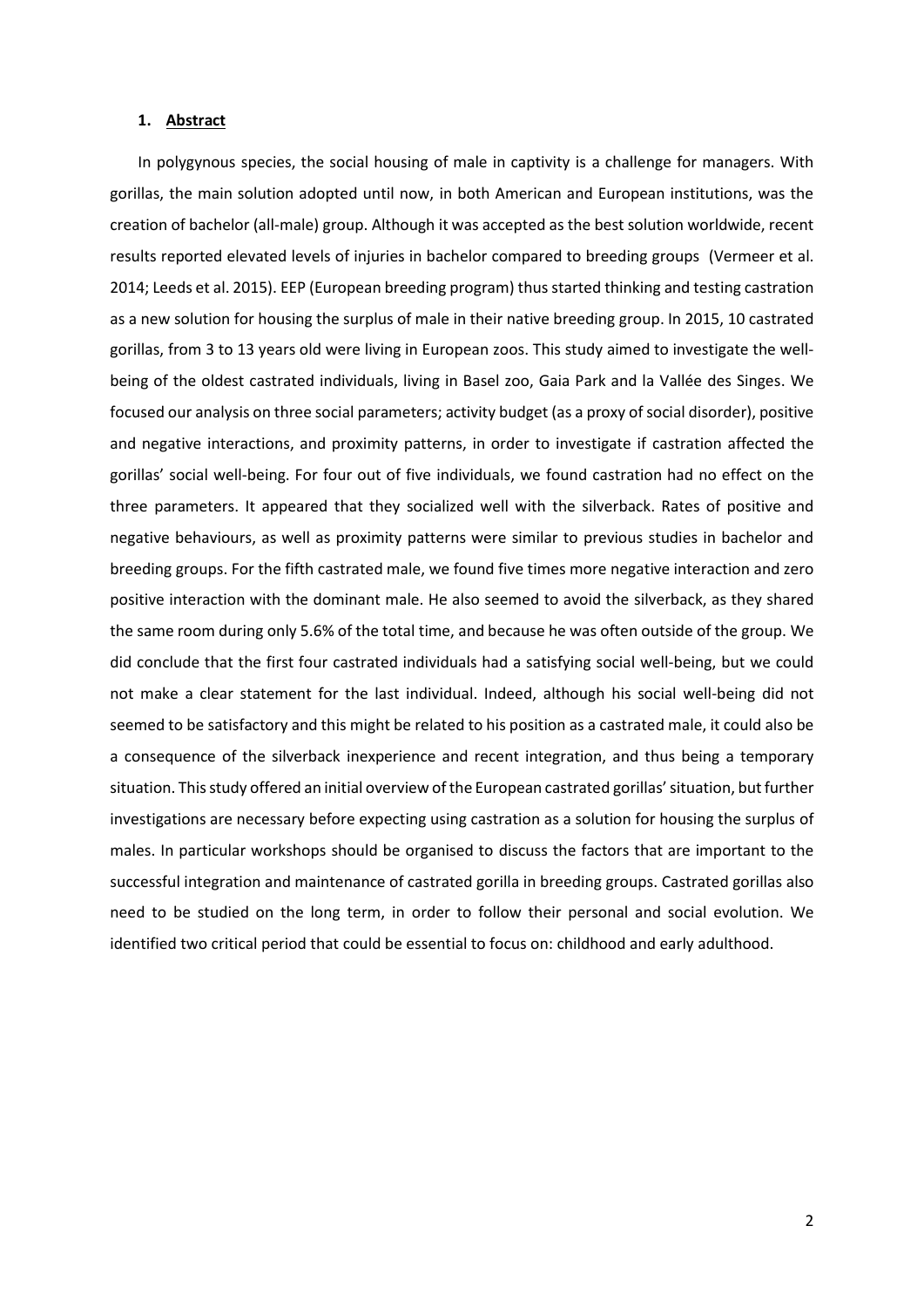## 1. Abstract

In polygynous species, the social housing of male in captivity is a challenge for managers. With gorillas, the main solution adopted until now, in both American and European institutions, was the creation of bachelor (all-male) group. Although it was accepted as the best solution worldwide, recent results reported elevated levels of injuries in bachelor compared to breeding groups (Vermeer et al. 2014; Leeds et al. 2015). EEP (European breeding program) thus started thinking and testing castration as a new solution for housing the surplus of male in their native breeding group. In 2015, 10 castrated gorillas, from 3 to 13 years old were living in European zoos. This study aimed to investigate the well-being of the oldest castrated individuals, living in Basel zoo, Gaia Park and la Vallée des Singes. We focused our analysis on three social parameters; activity budget (as a proxy of social disorder), positive and negative interactions, and proximity patterns, in order to investigate if castration affected the gorillas' social well-being. For four out of five individuals, we found castration had no effect on the three parameters. It appeared that they socialized well with the silverback. Rates of positive and negative behaviours, as well as proximity patterns were similar to previous studies in bachelor and breeding groups. For the fifth castrated male, we found five times more negative interaction and zero positive interaction with the dominant male. He also seemed to avoid the silverback, as they shared the same room during only 5.6% of the total time, and because he was often outside of the group. We did conclude that the first four castrated individuals had a satisfying social well-being, but we could not make a clear statement for the last individual. Indeed, although his social well-being did not seemed to be satisfactory and this might be related to his position as a castrated male, it could also be a consequence of the silverback inexperience and recent integration, and thus being a temporary situation. This study offered an initial overview of the European castrated gorillas' situation, but further investigations are necessary before expecting using castration as a solution for housing the surplus of males. In particular workshops should be organised to discuss the factors that are important to the successful integration and maintenance of castrated gorilla in breeding groups. Castrated gorillas also need to be studied on the long term, in order to follow their personal and social evolution. We identified two critical period that could be essential to focus on: childhood and early adulthood.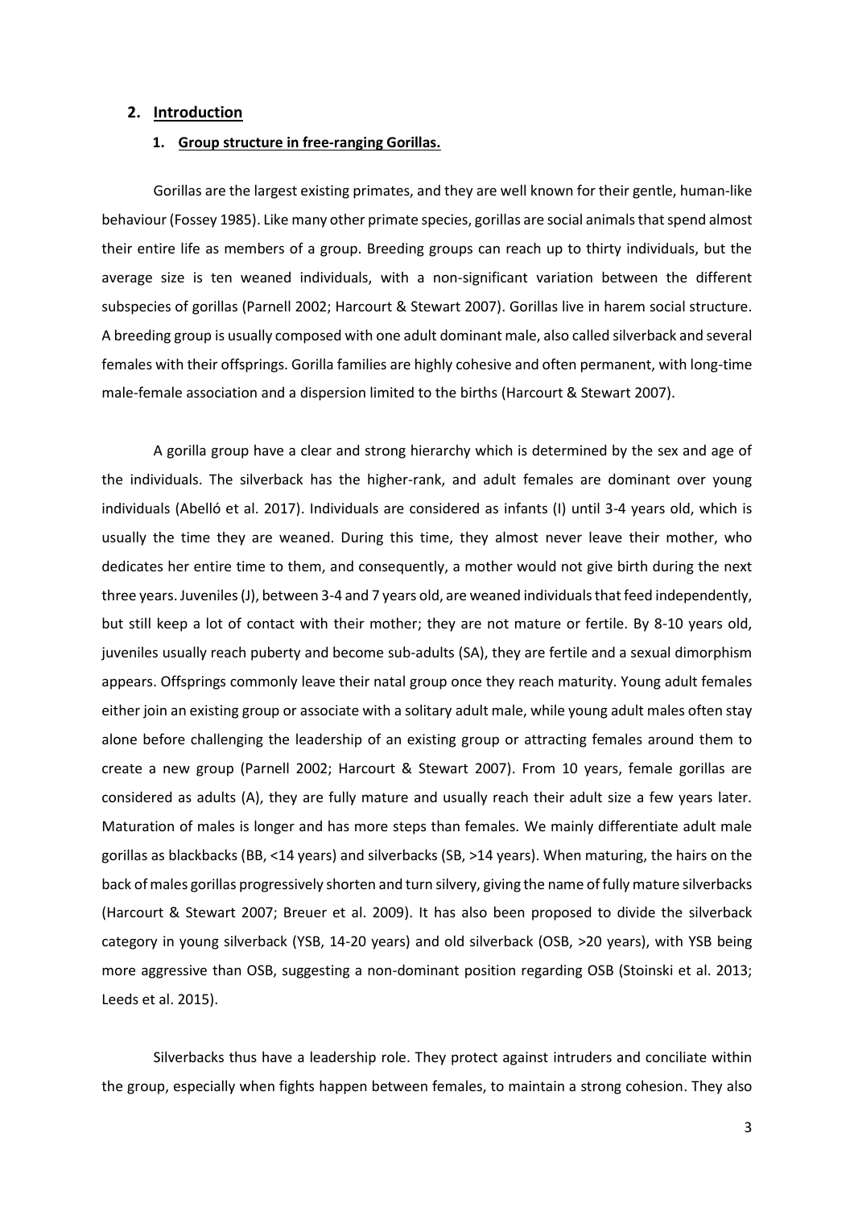## 2. Introduction

### 1. Group structure in free-ranging Gorillas.

Gorillas are the largest existing primates, and they are well known for their gentle, human-like behaviour (Fossey 1985). Like many other primate species, gorillas are social animals that spend almost their entire life as members of a group. Breeding groups can reach up to thirty individuals, but the average size is ten weaned individuals, with a non-significant variation between the different subspecies of gorillas (Parnell 2002; Harcourt & Stewart 2007). Gorillas live in harem social structure. A breeding group is usually composed with one adult dominant male, also called silverback and several females with their offsprings. Gorilla families are highly cohesive and often permanent, with long-time male-female association and a dispersion limited to the births (Harcourt & Stewart 2007).

A gorilla group have a clear and strong hierarchy which is determined by the sex and age of the individuals. The silverback has the higher-rank, and adult females are dominant over young individuals (Abelló et al. 2017). Individuals are considered as infants (I) until 3-4 years old, which is usually the time they are weaned. During this time, they almost never leave their mother, who dedicates her entire time to them, and consequently, a mother would not give birth during the next three years. Juveniles (J), between 3-4 and 7 years old, are weaned individuals that feed independently, but still keep a lot of contact with their mother; they are not mature or fertile. By 8-10 years old, juveniles usually reach puberty and become sub-adults (SA), they are fertile and a sexual dimorphism appears. Offsprings commonly leave their natal group once they reach maturity. Young adult females either join an existing group or associate with a solitary adult male, while young adult males often stay alone before challenging the leadership of an existing group or attracting females around them to create a new group (Parnell 2002; Harcourt & Stewart 2007). From 10 years, female gorillas are considered as adults (A), they are fully mature and usually reach their adult size a few years later. Maturation of males is longer and has more steps than females. We mainly differentiate adult male gorillas as blackbacks (BB, <14 years) and silverbacks (SB, >14 years). When maturing, the hairs on the back of males gorillas progressively shorten and turn silvery, giving the name of fully mature silverbacks (Harcourt & Stewart 2007; Breuer et al. 2009). It has also been proposed to divide the silverback category in young silverback (YSB, 14-20 years) and old silverback (OSB, >20 years), with YSB being more aggressive than OSB, suggesting a non-dominant position regarding OSB (Stoinski et al. 2013; Leeds et al. 2015).

Silverbacks thus have a leadership role. They protect against intruders and conciliate within the group, especially when fights happen between females, to maintain a strong cohesion. They also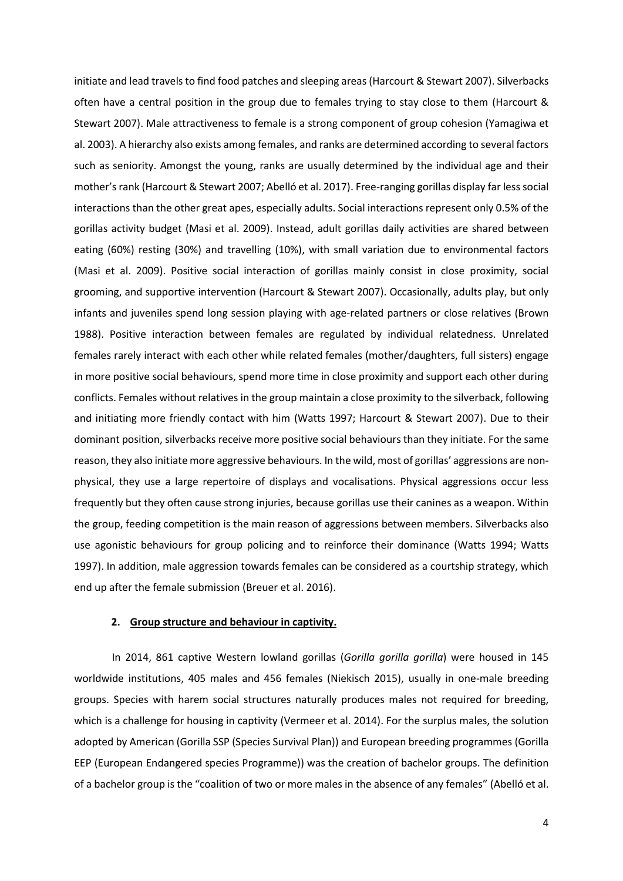initiate and lead travels to find food patches and sleeping areas (Harcourt & Stewart 2007). Silverbacks often have a central position in the group due to females trying to stay close to them (Harcourt & Stewart 2007). Male attractiveness to female is a strong component of group cohesion (Yamagiwa et al. 2003). A hierarchy also exists among females, and ranks are determined according to several factors such as seniority. Amongst the young, ranks are usually determined by the individual age and their mother's rank (Harcourt & Stewart 2007; Abelló et al. 2017). Free-ranging gorillas display far less social interactions than the other great apes, especially adults. Social interactions represent only 0.5% of the gorillas activity budget (Masi et al. 2009). Instead, adult gorillas daily activities are shared between eating (60%) resting (30%) and travelling (10%), with small variation due to environmental factors (Masi et al. 2009). Positive social interaction of gorillas mainly consist in close proximity, social grooming, and supportive intervention (Harcourt & Stewart 2007). Occasionally, adults play, but only infants and juveniles spend long session playing with age-related partners or close relatives (Brown 1988). Positive interaction between females are regulated by individual relatedness. Unrelated females rarely interact with each other while related females (mother/daughters, full sisters) engage in more positive social behaviours, spend more time in close proximity and support each other during conflicts. Females without relatives in the group maintain a close proximity to the silverback, following and initiating more friendly contact with him (Watts 1997; Harcourt & Stewart 2007). Due to their dominant position, silverbacks receive more positive social behaviours than they initiate. For the same reason, they also initiate more aggressive behaviours. In the wild, most of gorillas' aggressions are non-physical, they use a large repertoire of displays and vocalisations. Physical aggressions occur less frequently but they often cause strong injuries, because gorillas use their canines as a weapon. Within the group, feeding competition is the main reason of aggressions between members. Silverbacks also use agonistic behaviours for group policing and to reinforce their dominance (Watts 1994; Watts 1997). In addition, male aggression towards females can be considered as a courtship strategy, which end up after the female submission (Breuer et al. 2016).

## 2. Group structure and behaviour in captivity.

In 2014, 861 captive Western lowland gorillas (*Gorilla gorilla gorilla*) were housed in 145 worldwide institutions, 405 males and 456 females (Niekisch 2015), usually in one-male breeding groups. Species with harem social structures naturally produces males not required for breeding, which is a challenge for housing in captivity (Vermeer et al. 2014). For the surplus males, the solution adopted by American (Gorilla SSP (Species Survival Plan)) and European breeding programmes (Gorilla EEP (European Endangered species Programme)) was the creation of bachelor groups. The definition of a bachelor group is the "coalition of two or more males in the absence of any females" (Abelló et al.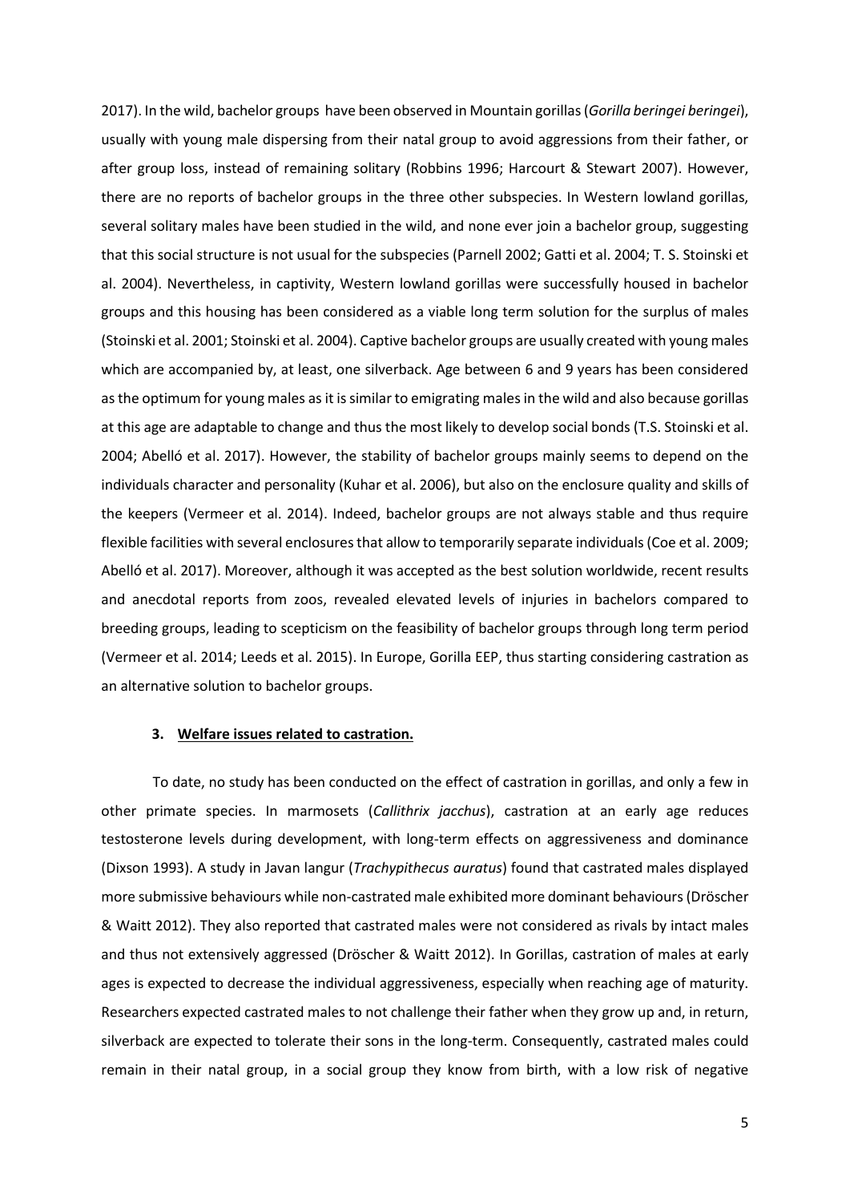2017). In the wild, bachelor groups have been observed in Mountain gorillas (*Gorilla beringei beringei*), usually with young male dispersing from their natal group to avoid aggressions from their father, or after group loss, instead of remaining solitary (Robbins 1996; Harcourt & Stewart 2007). However, there are no reports of bachelor groups in the three other subspecies. In Western lowland gorillas, several solitary males have been studied in the wild, and none ever join a bachelor group, suggesting that this social structure is not usual for the subspecies (Parnell 2002; Gatti et al. 2004; T. S. Stoinski et al. 2004). Nevertheless, in captivity, Western lowland gorillas were successfully housed in bachelor groups and this housing has been considered as a viable long term solution for the surplus of males (Stoinski et al. 2001; Stoinski et al. 2004). Captive bachelor groups are usually created with young males which are accompanied by, at least, one silverback. Age between 6 and 9 years has been considered as the optimum for young males as it is similar to emigrating males in the wild and also because gorillas at this age are adaptable to change and thus the most likely to develop social bonds (T.S. Stoinski et al. 2004; Abelló et al. 2017). However, the stability of bachelor groups mainly seems to depend on the individuals character and personality (Kuhar et al. 2006), but also on the enclosure quality and skills of the keepers (Vermeer et al. 2014). Indeed, bachelor groups are not always stable and thus require flexible facilities with several enclosures that allow to temporarily separate individuals (Coe et al. 2009; Abelló et al. 2017). Moreover, although it was accepted as the best solution worldwide, recent results and anecdotal reports from zoos, revealed elevated levels of injuries in bachelors compared to breeding groups, leading to scepticism on the feasibility of bachelor groups through long term period (Vermeer et al. 2014; Leeds et al. 2015). In Europe, Gorilla EEP, thus starting considering castration as an alternative solution to bachelor groups.

## 3. Welfare issues related to castration.

To date, no study has been conducted on the effect of castration in gorillas, and only a few in other primate species. In marmosets (*Callithrix jacchus*), castration at an early age reduces testosterone levels during development, with long-term effects on aggressiveness and dominance (Dixson 1993). A study in Javan langur (*Trachypithecus auratus*) found that castrated males displayed more submissive behaviours while non-castrated male exhibited more dominant behaviours (Dröscher & Waitt 2012). They also reported that castrated males were not considered as rivals by intact males and thus not extensively aggressed (Dröscher & Waitt 2012). In Gorillas, castration of males at early ages is expected to decrease the individual aggressiveness, especially when reaching age of maturity. Researchers expected castrated males to not challenge their father when they grow up and, in return, silverback are expected to tolerate their sons in the long-term. Consequently, castrated males could remain in their natal group, in a social group they know from birth, with a low risk of negative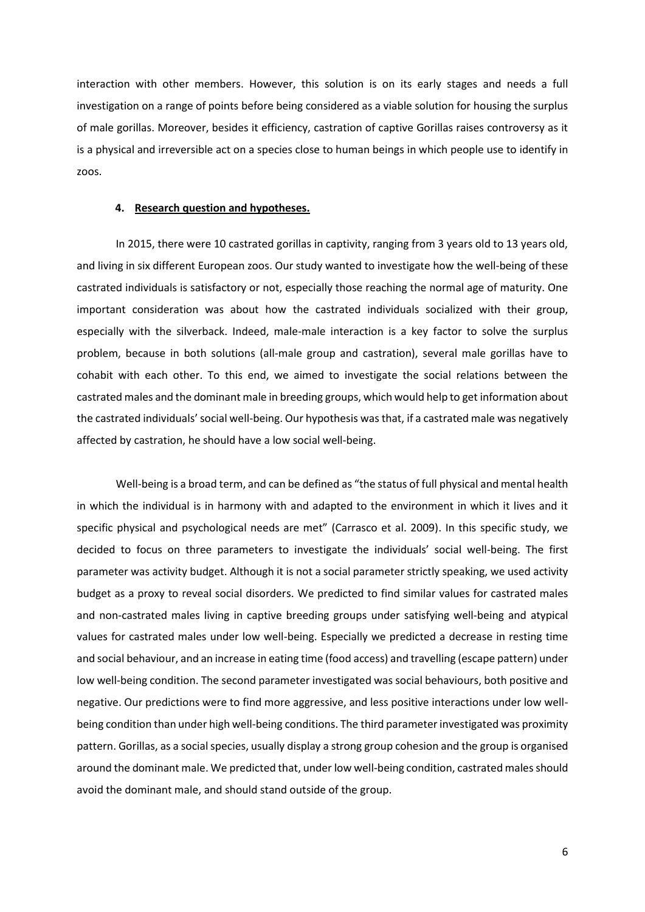interaction with other members. However, this solution is on its early stages and needs a full investigation on a range of points before being considered as a viable solution for housing the surplus of male gorillas. Moreover, besides it efficiency, castration of captive Gorillas raises controversy as it is a physical and irreversible act on a species close to human beings in which people use to identify in zoos.

#### 4. **Research question and hypotheses.**

In 2015, there were 10 castrated gorillas in captivity, ranging from 3 years old to 13 years old, and living in six different European zoos. Our study wanted to investigate how the well-being of these castrated individuals is satisfactory or not, especially those reaching the normal age of maturity. One important consideration was about how the castrated individuals socialized with their group, especially with the silverback. Indeed, male-male interaction is a key factor to solve the surplus problem, because in both solutions (all-male group and castration), several male gorillas have to cohabit with each other. To this end, we aimed to investigate the social relations between the castrated males and the dominant male in breeding groups, which would help to get information about the castrated individuals' social well-being. Our hypothesis was that, if a castrated male was negatively affected by castration, he should have a low social well-being.

Well-being is a broad term, and can be defined as "the status of full physical and mental health in which the individual is in harmony with and adapted to the environment in which it lives and it specific physical and psychological needs are met" (Carrasco et al. 2009). In this specific study, we decided to focus on three parameters to investigate the individuals' social well-being. The first parameter was activity budget. Although it is not a social parameter strictly speaking, we used activity budget as a proxy to reveal social disorders. We predicted to find similar values for castrated males and non-castrated males living in captive breeding groups under satisfying well-being and atypical values for castrated males under low well-being. Especially we predicted a decrease in resting time and social behaviour, and an increase in eating time (food access) and travelling (escape pattern) under low well-being condition. The second parameter investigated was social behaviours, both positive and negative. Our predictions were to find more aggressive, and less positive interactions under low well-being condition than under high well-being conditions. The third parameter investigated was proximity pattern. Gorillas, as a social species, usually display a strong group cohesion and the group is organised around the dominant male. We predicted that, under low well-being condition, castrated males should avoid the dominant male, and should stand outside of the group.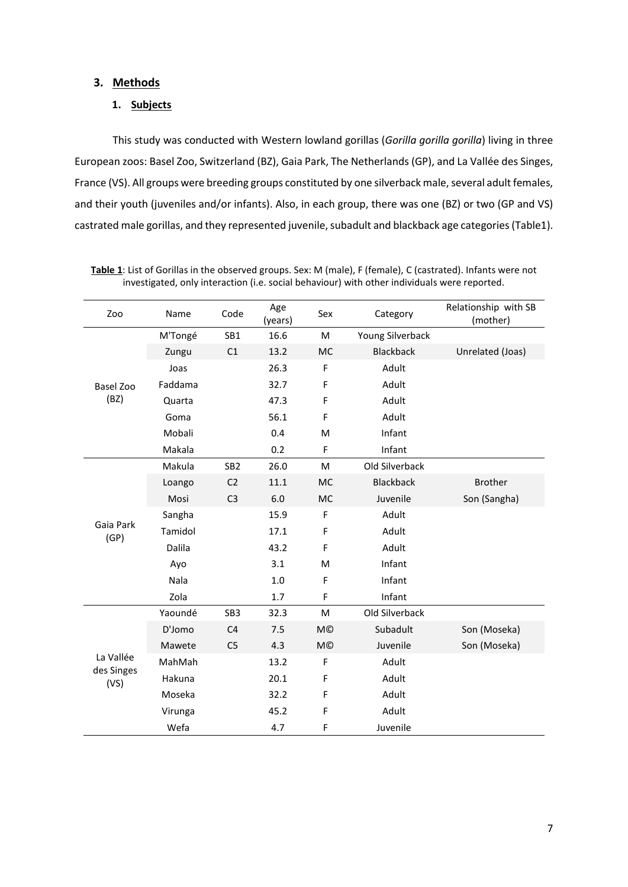## 3. Methods

### 1. Subjects

This study was conducted with Western lowland gorillas (*Gorilla gorilla gorilla*) living in three European zoos: Basel Zoo, Switzerland (BZ), Gaia Park, The Netherlands (GP), and La Vallée des Singes, France (VS). All groups were breeding groups constituted by one silverback male, several adult females, and their youth (juveniles and/or infants). Also, in each group, there was one (BZ) or two (GP and VS) castrated male gorillas, and they represented juvenile, subadult and blackback age categories (Table1).

**Table 1**: List of Gorillas in the observed groups. Sex: M (male), F (female), C (castrated). Infants were not investigated, only interaction (i.e. social behaviour) with other individuals were reported.

| Zoo | Name | Code | Age (years) | Sex | Category | Relationship with SB (mother) |
|---|---|---|---|---|---|---|
| Basel Zoo (BZ) | M'Tongé | SB1 | 16.6 | M | Young Silverback | |
| | Zungu | C1 | 13.2 | MC | Blackback | Unrelated (Joas) |
| | Joas | | 26.3 | F | Adult | |
| | Faddama | | 32.7 | F | Adult | |
| | Quarta | | 47.3 | F | Adult | |
| | Goma | | 56.1 | F | Adult | |
| | Mobali | | 0.4 | M | Infant | |
| | Makala | | 0.2 | F | Infant | |
| Gaia Park (GP) | Makula | SB2 | 26.0 | M | Old Silverback | |
| | Loango | C2 | 11.1 | MC | Blackback | Brother |
| | Mosi | C3 | 6.0 | MC | Juvenile | Son (Sangha) |
| | Sangha | | 15.9 | F | Adult | |
| | Tamidol | | 17.1 | F | Adult | |
| | Dalila | | 43.2 | F | Adult | |
| | Ayo | | 3.1 | M | Infant | |
| | Nala | | 1.0 | F | Infant | |
| | Zola | | 1.7 | F | Infant | |
| La Vallée des Singes (VS) | Yaoundé | SB3 | 32.3 | M | Old Silverback | |
| | D'Jomo | C4 | 7.5 | M© | Subadult | Son (Moseka) |
| | Mawete | C5 | 4.3 | M© | Juvenile | Son (Moseka) |
| | MahMah | | 13.2 | F | Adult | |
| | Hakuna | | 20.1 | F | Adult | |
| | Moseka | | 32.2 | F | Adult | |
| | Virunga | | 45.2 | F | Adult | |
| | Wefa | | 4.7 | F | Juvenile | |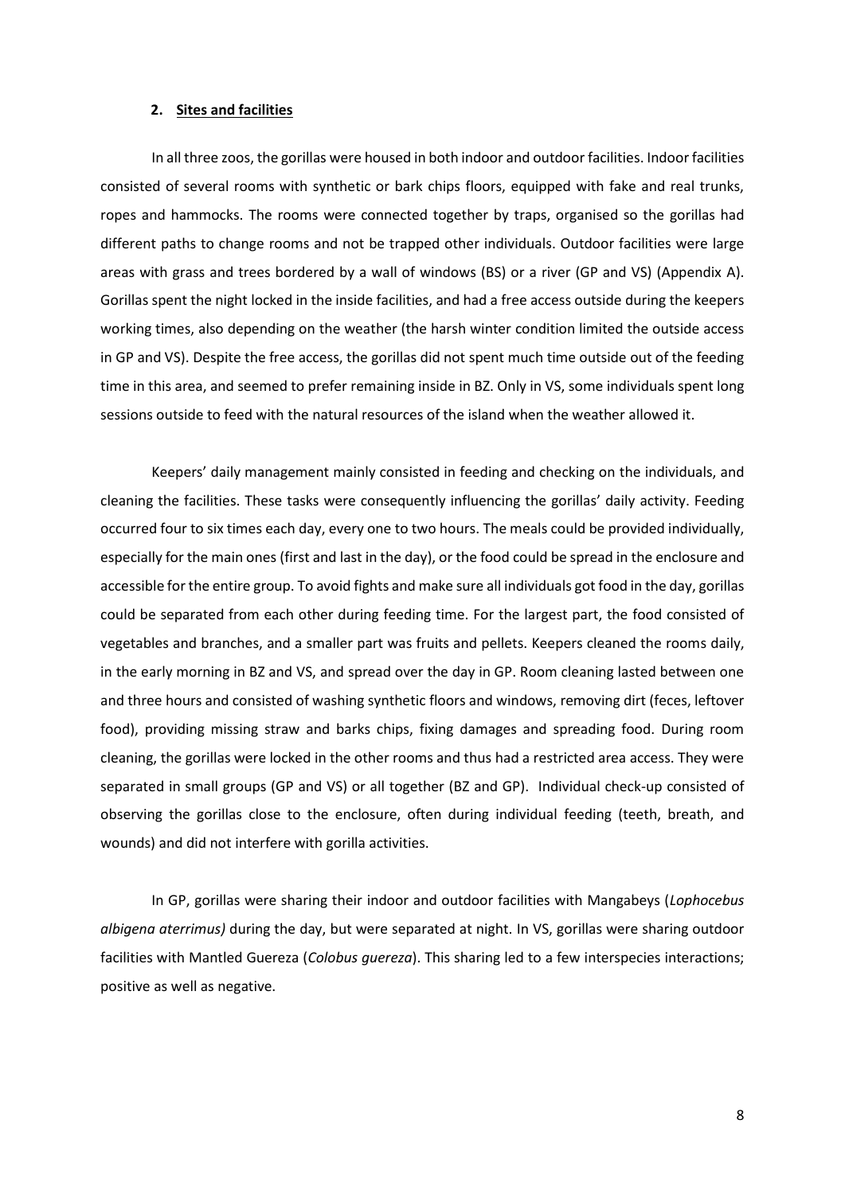## 2. <u>Sites and facilities</u>

In all three zoos, the gorillas were housed in both indoor and outdoor facilities. Indoor facilities consisted of several rooms with synthetic or bark chips floors, equipped with fake and real trunks, ropes and hammocks. The rooms were connected together by traps, organised so the gorillas had different paths to change rooms and not be trapped other individuals. Outdoor facilities were large areas with grass and trees bordered by a wall of windows (BS) or a river (GP and VS) (Appendix A). Gorillas spent the night locked in the inside facilities, and had a free access outside during the keepers working times, also depending on the weather (the harsh winter condition limited the outside access in GP and VS). Despite the free access, the gorillas did not spent much time outside out of the feeding time in this area, and seemed to prefer remaining inside in BZ. Only in VS, some individuals spent long sessions outside to feed with the natural resources of the island when the weather allowed it.

Keepers' daily management mainly consisted in feeding and checking on the individuals, and cleaning the facilities. These tasks were consequently influencing the gorillas' daily activity. Feeding occurred four to six times each day, every one to two hours. The meals could be provided individually, especially for the main ones (first and last in the day), or the food could be spread in the enclosure and accessible for the entire group. To avoid fights and make sure all individuals got food in the day, gorillas could be separated from each other during feeding time. For the largest part, the food consisted of vegetables and branches, and a smaller part was fruits and pellets. Keepers cleaned the rooms daily, in the early morning in BZ and VS, and spread over the day in GP. Room cleaning lasted between one and three hours and consisted of washing synthetic floors and windows, removing dirt (feces, leftover food), providing missing straw and barks chips, fixing damages and spreading food. During room cleaning, the gorillas were locked in the other rooms and thus had a restricted area access. They were separated in small groups (GP and VS) or all together (BZ and GP). Individual check-up consisted of observing the gorillas close to the enclosure, often during individual feeding (teeth, breath, and wounds) and did not interfere with gorilla activities.

In GP, gorillas were sharing their indoor and outdoor facilities with Mangabeys (*Lophocebus albigena aterrimus)* during the day, but were separated at night. In VS, gorillas were sharing outdoor facilities with Mantled Guereza (*Colobus guereza*). This sharing led to a few interspecies interactions; positive as well as negative.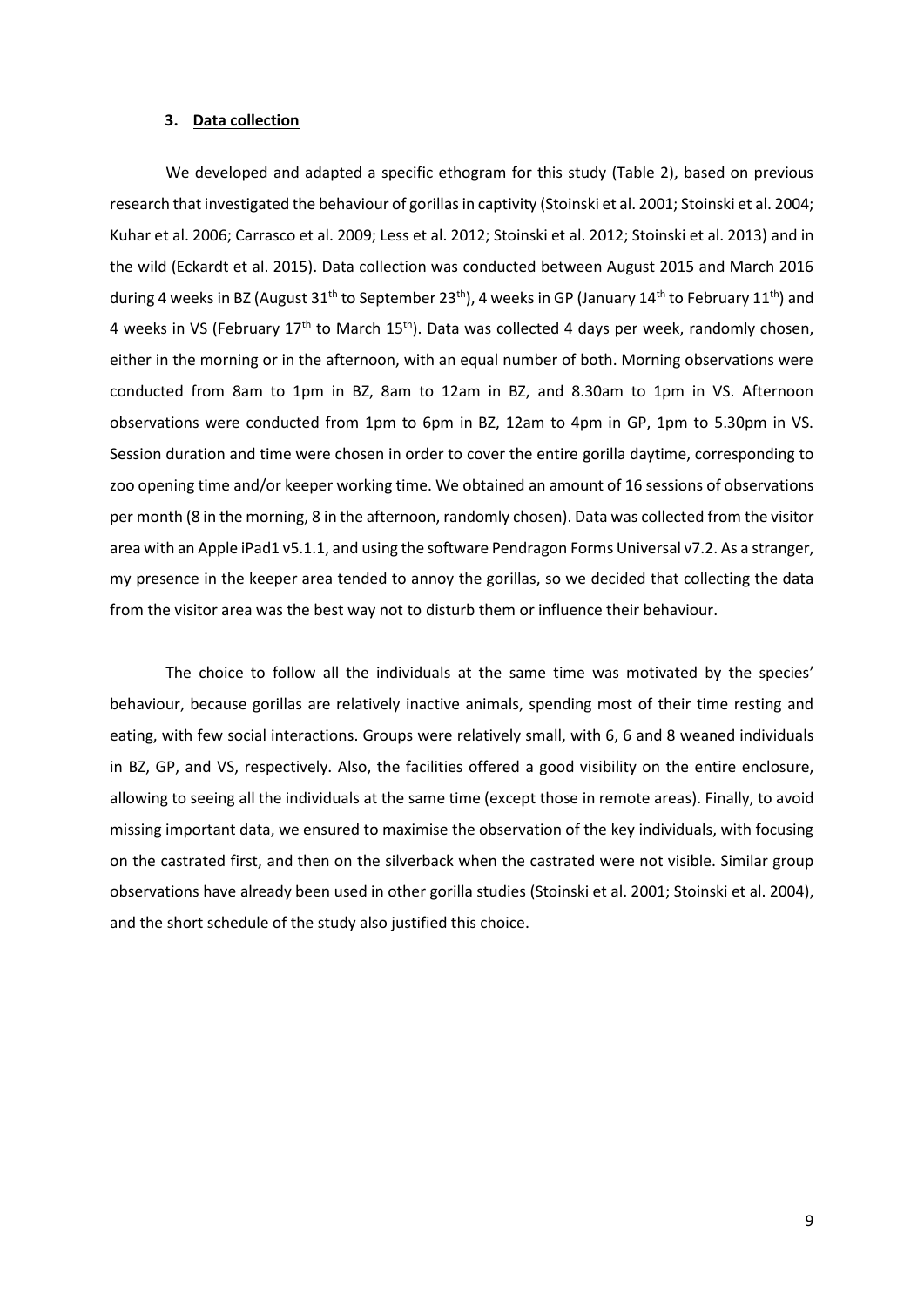### 3. Data collection

We developed and adapted a specific ethogram for this study (Table 2), based on previous research that investigated the behaviour of gorillas in captivity (Stoinski et al. 2001; Stoinski et al. 2004; Kuhar et al. 2006; Carrasco et al. 2009; Less et al. 2012; Stoinski et al. 2012; Stoinski et al. 2013) and in the wild (Eckardt et al. 2015). Data collection was conducted between August 2015 and March 2016 during 4 weeks in BZ (August 31th to September 23th), 4 weeks in GP (January 14th to February 11th) and 4 weeks in VS (February 17th to March 15th). Data was collected 4 days per week, randomly chosen, either in the morning or in the afternoon, with an equal number of both. Morning observations were conducted from 8am to 1pm in BZ, 8am to 12am in BZ, and 8.30am to 1pm in VS. Afternoon observations were conducted from 1pm to 6pm in BZ, 12am to 4pm in GP, 1pm to 5.30pm in VS. Session duration and time were chosen in order to cover the entire gorilla daytime, corresponding to zoo opening time and/or keeper working time. We obtained an amount of 16 sessions of observations per month (8 in the morning, 8 in the afternoon, randomly chosen). Data was collected from the visitor area with an Apple iPad1 v5.1.1, and using the software Pendragon Forms Universal v7.2. As a stranger, my presence in the keeper area tended to annoy the gorillas, so we decided that collecting the data from the visitor area was the best way not to disturb them or influence their behaviour.

The choice to follow all the individuals at the same time was motivated by the species' behaviour, because gorillas are relatively inactive animals, spending most of their time resting and eating, with few social interactions. Groups were relatively small, with 6, 6 and 8 weaned individuals in BZ, GP, and VS, respectively. Also, the facilities offered a good visibility on the entire enclosure, allowing to seeing all the individuals at the same time (except those in remote areas). Finally, to avoid missing important data, we ensured to maximise the observation of the key individuals, with focusing on the castrated first, and then on the silverback when the castrated were not visible. Similar group observations have already been used in other gorilla studies (Stoinski et al. 2001; Stoinski et al. 2004), and the short schedule of the study also justified this choice.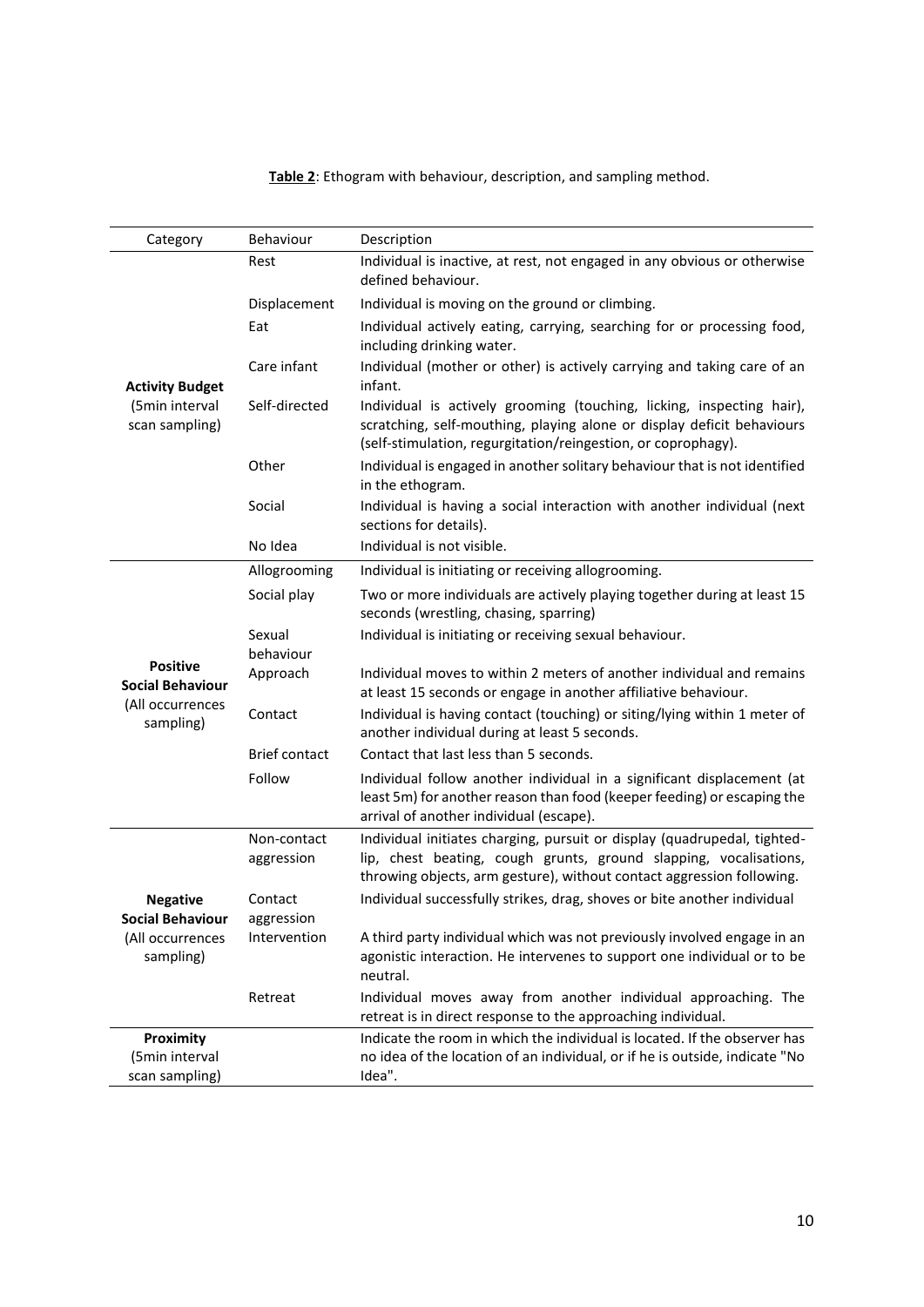**Table 2**: Ethogram with behaviour, description, and sampling method.

| Category | Behaviour | Description |
|---|---|---|
| **Activity Budget** (5min interval scan sampling) | Rest | Individual is inactive, at rest, not engaged in any obvious or otherwise defined behaviour. |
| | Displacement | Individual is moving on the ground or climbing. |
| | Eat | Individual actively eating, carrying, searching for or processing food, including drinking water. |
| | Care infant | Individual (mother or other) is actively carrying and taking care of an infant. |
| | Self-directed | Individual is actively grooming (touching, licking, inspecting hair), scratching, self-mouthing, playing alone or display deficit behaviours (self-stimulation, regurgitation/reingestion, or coprophagy). |
| | Other | Individual is engaged in another solitary behaviour that is not identified in the ethogram. |
| | Social | Individual is having a social interaction with another individual (next sections for details). |
| | No Idea | Individual is not visible. |
| **Positive Social Behaviour** (All occurrences sampling) | Allogrooming | Individual is initiating or receiving allogrooming. |
| | Social play | Two or more individuals are actively playing together during at least 15 seconds (wrestling, chasing, sparring) |
| | Sexual behaviour | Individual is initiating or receiving sexual behaviour. |
| | Approach | Individual moves to within 2 meters of another individual and remains at least 15 seconds or engage in another affiliative behaviour. |
| | Contact | Individual is having contact (touching) or siting/lying within 1 meter of another individual during at least 5 seconds. |
| | Brief contact | Contact that last less than 5 seconds. |
| | Follow | Individual follow another individual in a significant displacement (at least 5m) for another reason than food (keeper feeding) or escaping the arrival of another individual (escape). |
| **Negative Social Behaviour** (All occurrences sampling) | Non-contact aggression | Individual initiates charging, pursuit or display (quadrupedal, tighted-lip, chest beating, cough grunts, ground slapping, vocalisations, throwing objects, arm gesture), without contact aggression following. |
| | Contact aggression | Individual successfully strikes, drag, shoves or bite another individual |
| | Intervention | A third party individual which was not previously involved engage in an agonistic interaction. He intervenes to support one individual or to be neutral. |
| | Retreat | Individual moves away from another individual approaching. The retreat is in direct response to the approaching individual. |
| **Proximity** (5min interval scan sampling) | | Indicate the room in which the individual is located. If the observer has no idea of the location of an individual, or if he is outside, indicate "No Idea". |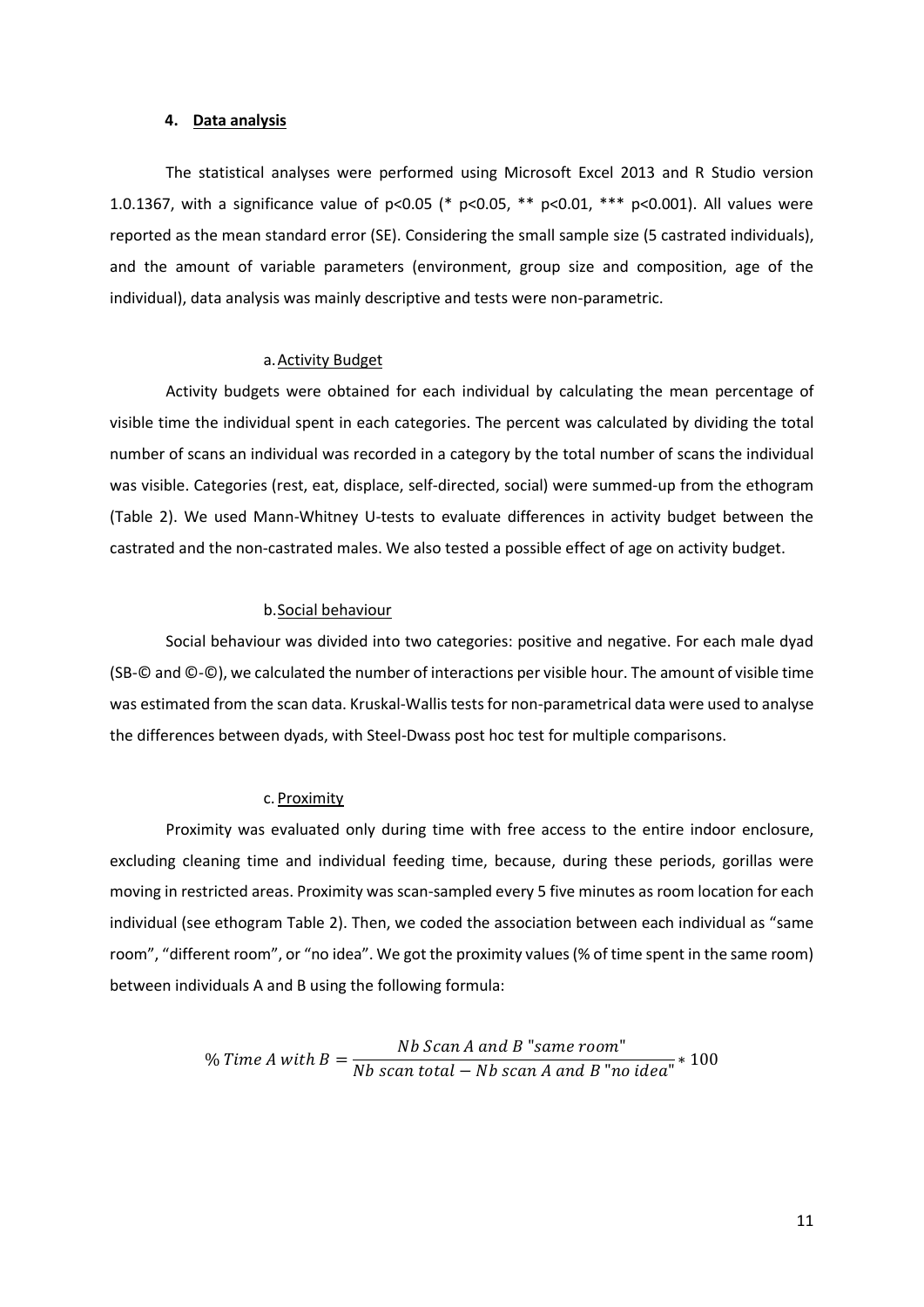## 4. Data analysis

The statistical analyses were performed using Microsoft Excel 2013 and R Studio version 1.0.1367, with a significance value of $p<0.05$ (* $p<0.05$, ** $p<0.01$, *** $p<0.001$). All values were reported as the mean standard error (SE). Considering the small sample size (5 castrated individuals), and the amount of variable parameters (environment, group size and composition, age of the individual), data analysis was mainly descriptive and tests were non-parametric.

### a. Activity Budget

Activity budgets were obtained for each individual by calculating the mean percentage of visible time the individual spent in each categories. The percent was calculated by dividing the total number of scans an individual was recorded in a category by the total number of scans the individual was visible. Categories (rest, eat, displace, self-directed, social) were summed-up from the ethogram (Table 2). We used Mann-Whitney U-tests to evaluate differences in activity budget between the castrated and the non-castrated males. We also tested a possible effect of age on activity budget.

### b. Social behaviour

Social behaviour was divided into two categories: positive and negative. For each male dyad (SB-© and ©-©), we calculated the number of interactions per visible hour. The amount of visible time was estimated from the scan data. Kruskal-Wallis tests for non-parametrical data were used to analyse the differences between dyads, with Steel-Dwass post hoc test for multiple comparisons.

### c. Proximity

Proximity was evaluated only during time with free access to the entire indoor enclosure, excluding cleaning time and individual feeding time, because, during these periods, gorillas were moving in restricted areas. Proximity was scan-sampled every 5 five minutes as room location for each individual (see ethogram Table 2). Then, we coded the association between each individual as "same room", "different room", or "no idea". We got the proximity values (% of time spent in the same room) between individuals A and B using the following formula:

$$\%\ Time\ A\ with\ B = \frac{Nb\ Scan\ A\ and\ B\ \text{"}same\ room\text{"}}{Nb\ scan\ total - Nb\ scan\ A\ and\ B\ \text{"}no\ idea\text{"}} * 100$$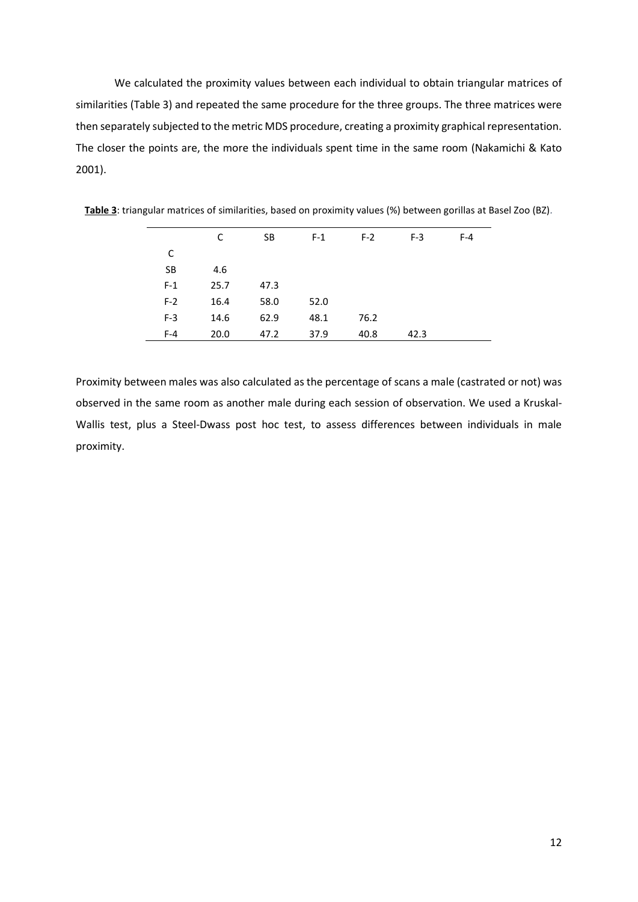We calculated the proximity values between each individual to obtain triangular matrices of similarities (Table 3) and repeated the same procedure for the three groups. The three matrices were then separately subjected to the metric MDS procedure, creating a proximity graphical representation. The closer the points are, the more the individuals spent time in the same room (Nakamichi & Kato 2001).

**Table 3**: triangular matrices of similarities, based on proximity values (%) between gorillas at Basel Zoo (BZ).

| | C | SB | F-1 | F-2 | F-3 | F-4 |
|---|---|---|---|---|---|---|
| C | | | | | | |
| SB | 4.6 | | | | | |
| F-1 | 25.7 | 47.3 | | | | |
| F-2 | 16.4 | 58.0 | 52.0 | | | |
| F-3 | 14.6 | 62.9 | 48.1 | 76.2 | | |
| F-4 | 20.0 | 47.2 | 37.9 | 40.8 | 42.3 | |

Proximity between males was also calculated as the percentage of scans a male (castrated or not) was observed in the same room as another male during each session of observation. We used a Kruskal-Wallis test, plus a Steel-Dwass post hoc test, to assess differences between individuals in male proximity.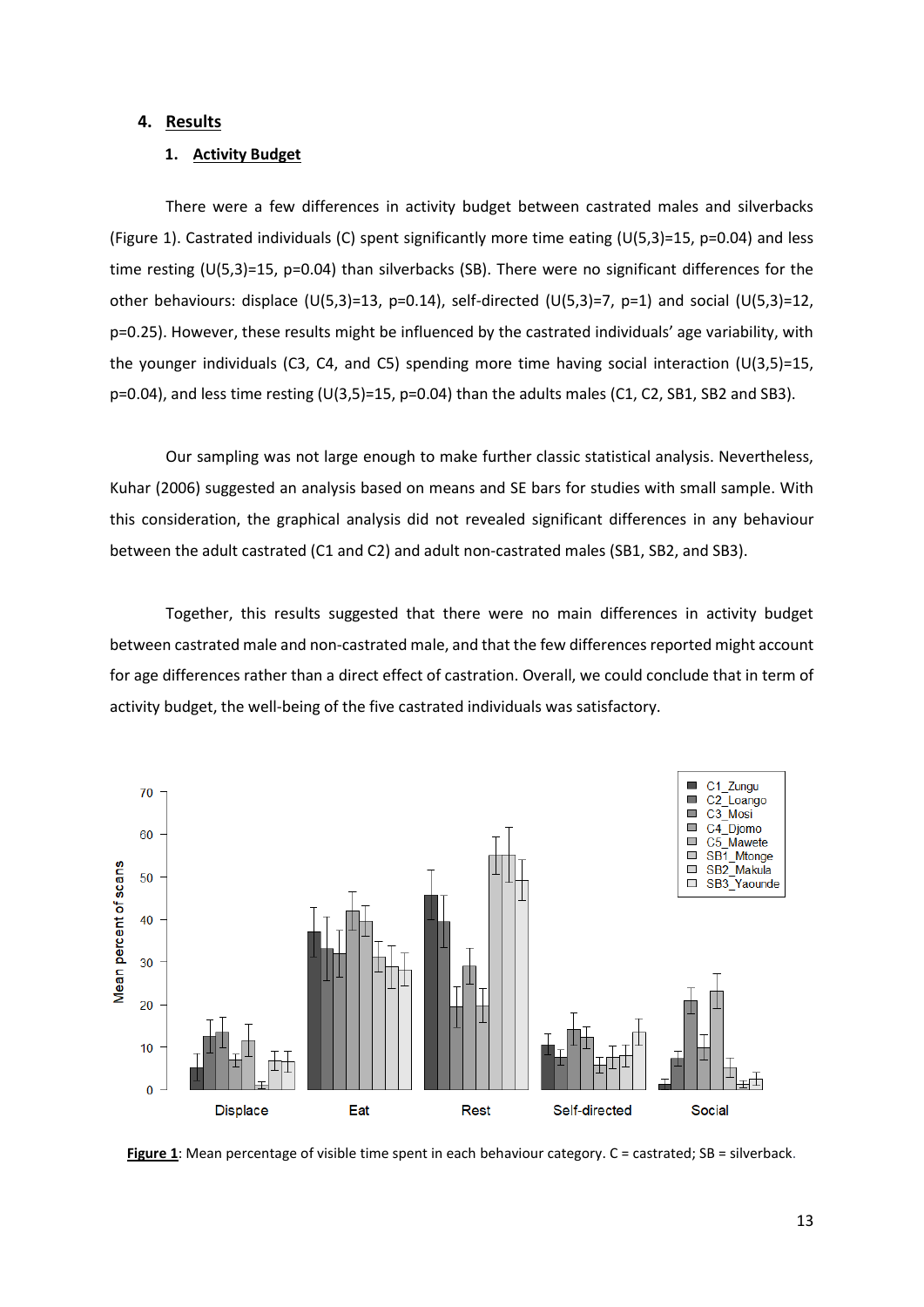## 4. Results

### 1. Activity Budget

There were a few differences in activity budget between castrated males and silverbacks (Figure 1). Castrated individuals (C) spent significantly more time eating ($U(5,3)=15$, $p=0.04$) and less time resting ($U(5,3)=15$, $p=0.04$) than silverbacks (SB). There were no significant differences for the other behaviours: displace ($U(5,3)=13$, $p=0.14$), self-directed ($U(5,3)=7$, $p=1$) and social ($U(5,3)=12$, $p=0.25$). However, these results might be influenced by the castrated individuals' age variability, with the younger individuals (C3, C4, and C5) spending more time having social interaction ($U(3,5)=15$, $p=0.04$), and less time resting ($U(3,5)=15$, $p=0.04$) than the adults males (C1, C2, SB1, SB2 and SB3).

Our sampling was not large enough to make further classic statistical analysis. Nevertheless, Kuhar (2006) suggested an analysis based on means and SE bars for studies with small sample. With this consideration, the graphical analysis did not revealed significant differences in any behaviour between the adult castrated (C1 and C2) and adult non-castrated males (SB1, SB2, and SB3).

Together, this results suggested that there were no main differences in activity budget between castrated male and non-castrated male, and that the few differences reported might account for age differences rather than a direct effect of castration. Overall, we could conclude that in term of activity budget, the well-being of the five castrated individuals was satisfactory.

**Figure 1**: Mean percentage of visible time spent in each behaviour category. C = castrated; SB = silverback.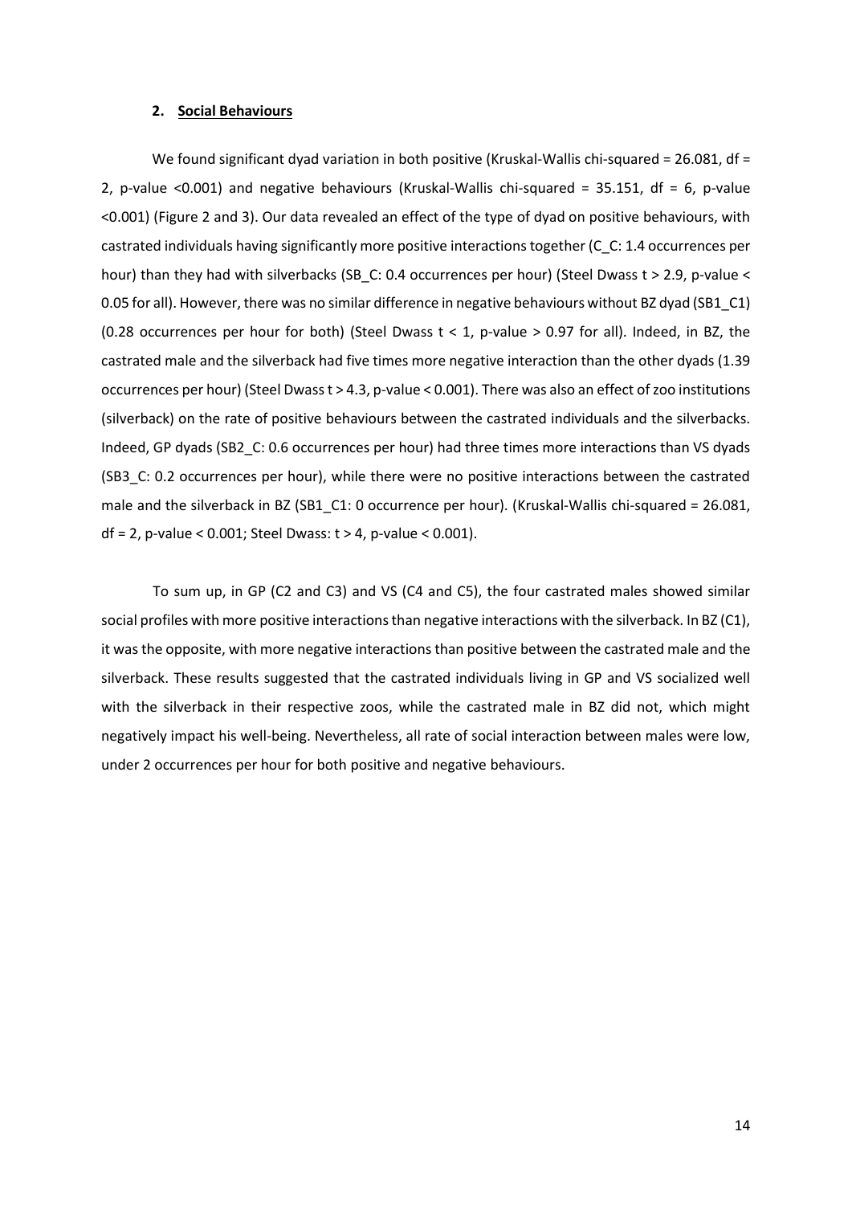### 2. Social Behaviours

We found significant dyad variation in both positive (Kruskal-Wallis chi-squared = 26.081, df = 2, p-value <0.001) and negative behaviours (Kruskal-Wallis chi-squared = 35.151, df = 6, p-value <0.001) (Figure 2 and 3). Our data revealed an effect of the type of dyad on positive behaviours, with castrated individuals having significantly more positive interactions together (C_C: 1.4 occurrences per hour) than they had with silverbacks (SB_C: 0.4 occurrences per hour) (Steel Dwass t > 2.9, p-value < 0.05 for all). However, there was no similar difference in negative behaviours without BZ dyad (SB1_C1) (0.28 occurrences per hour for both) (Steel Dwass t < 1, p-value > 0.97 for all). Indeed, in BZ, the castrated male and the silverback had five times more negative interaction than the other dyads (1.39 occurrences per hour) (Steel Dwass t > 4.3, p-value < 0.001). There was also an effect of zoo institutions (silverback) on the rate of positive behaviours between the castrated individuals and the silverbacks. Indeed, GP dyads (SB2_C: 0.6 occurrences per hour) had three times more interactions than VS dyads (SB3_C: 0.2 occurrences per hour), while there were no positive interactions between the castrated male and the silverback in BZ (SB1_C1: 0 occurrence per hour). (Kruskal-Wallis chi-squared = 26.081, df = 2, p-value < 0.001; Steel Dwass: t > 4, p-value < 0.001).

To sum up, in GP (C2 and C3) and VS (C4 and C5), the four castrated males showed similar social profiles with more positive interactions than negative interactions with the silverback. In BZ (C1), it was the opposite, with more negative interactions than positive between the castrated male and the silverback. These results suggested that the castrated individuals living in GP and VS socialized well with the silverback in their respective zoos, while the castrated male in BZ did not, which might negatively impact his well-being. Nevertheless, all rate of social interaction between males were low, under 2 occurrences per hour for both positive and negative behaviours.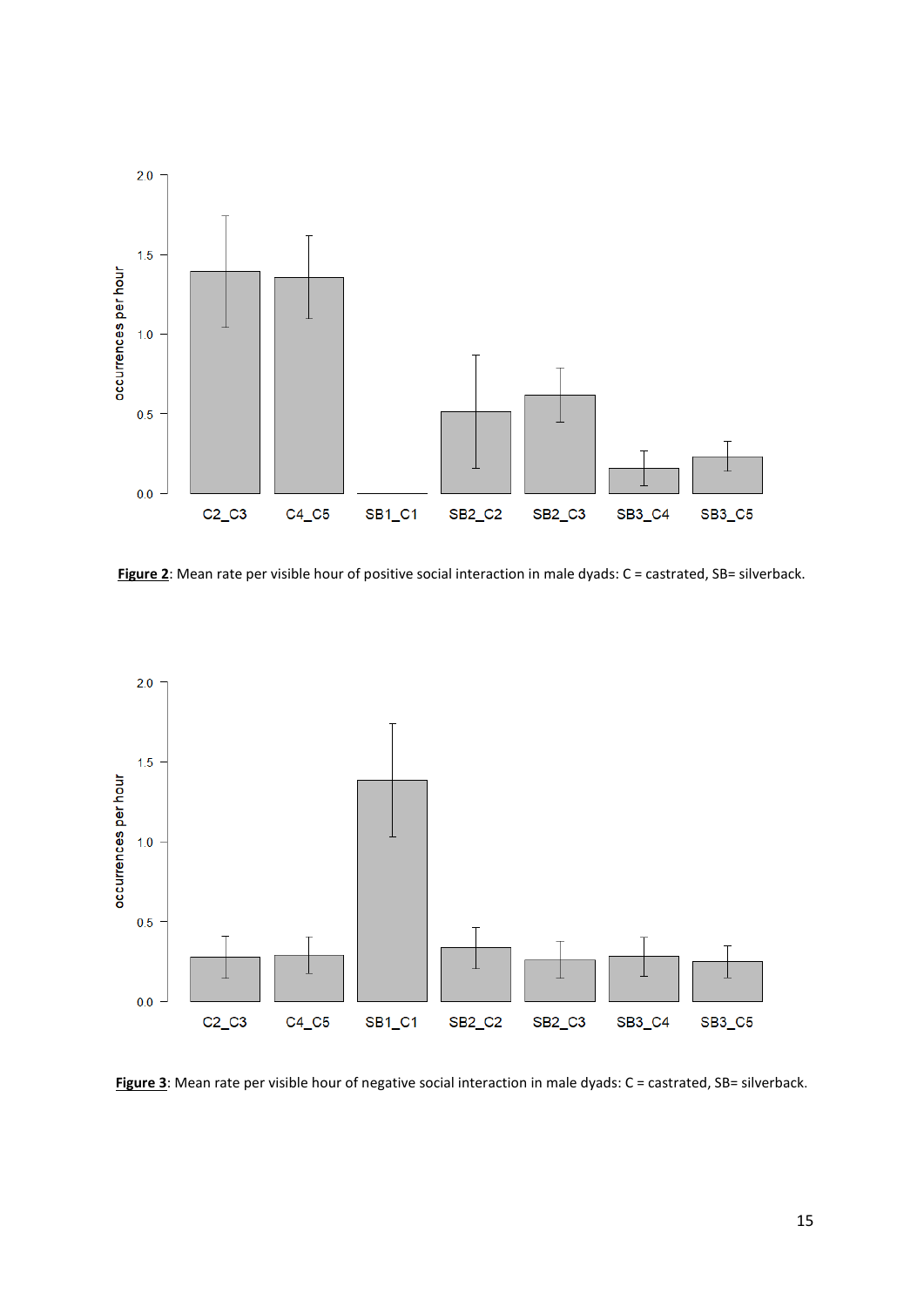**Figure 2**: Mean rate per visible hour of positive social interaction in male dyads: C = castrated, SB= silverback.

**Figure 3**: Mean rate per visible hour of negative social interaction in male dyads: C = castrated, SB= silverback.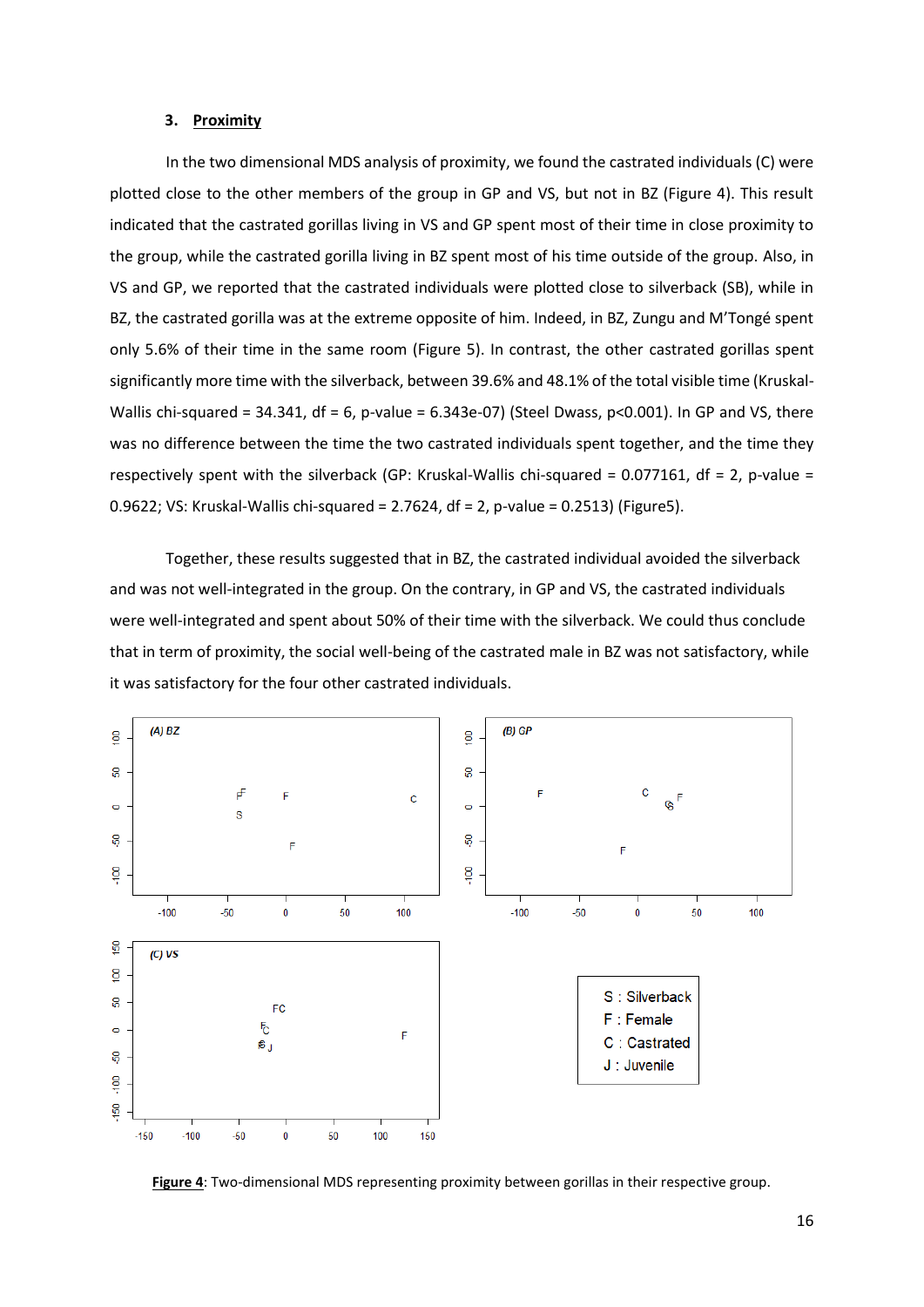### 3. Proximity

In the two dimensional MDS analysis of proximity, we found the castrated individuals (C) were plotted close to the other members of the group in GP and VS, but not in BZ (Figure 4). This result indicated that the castrated gorillas living in VS and GP spent most of their time in close proximity to the group, while the castrated gorilla living in BZ spent most of his time outside of the group. Also, in VS and GP, we reported that the castrated individuals were plotted close to silverback (SB), while in BZ, the castrated gorilla was at the extreme opposite of him. Indeed, in BZ, Zungu and M'Tongé spent only 5.6% of their time in the same room (Figure 5). In contrast, the other castrated gorillas spent significantly more time with the silverback, between 39.6% and 48.1% of the total visible time (Kruskal-Wallis chi-squared = 34.341, df = 6, p-value = 6.343e-07) (Steel Dwass, $p<0.001$). In GP and VS, there was no difference between the time the two castrated individuals spent together, and the time they respectively spent with the silverback (GP: Kruskal-Wallis chi-squared = 0.077161, df = 2, p-value = 0.9622; VS: Kruskal-Wallis chi-squared = 2.7624, df = 2, p-value = 0.2513) (Figure5).

Together, these results suggested that in BZ, the castrated individual avoided the silverback and was not well-integrated in the group. On the contrary, in GP and VS, the castrated individuals were well-integrated and spent about 50% of their time with the silverback. We could thus conclude that in term of proximity, the social well-being of the castrated male in BZ was not satisfactory, while it was satisfactory for the four other castrated individuals.

S : Silverback
F : Female
C : Castrated
J : Juvenile

**Figure 4**: Two-dimensional MDS representing proximity between gorillas in their respective group.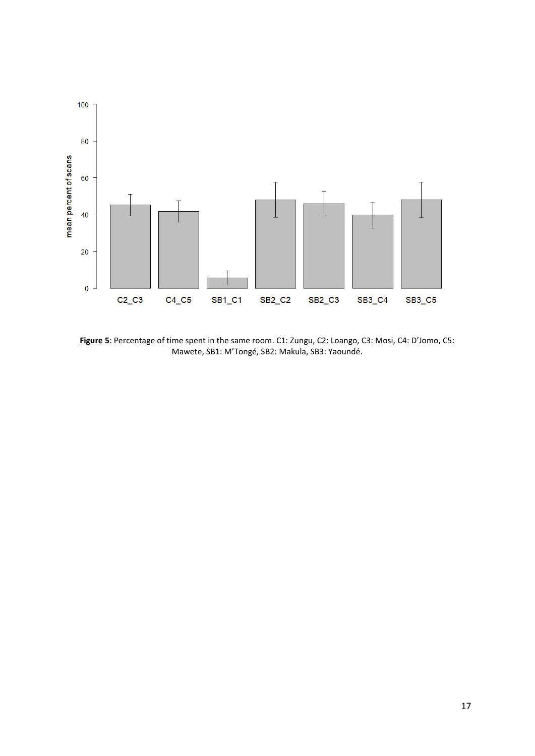**Figure 5**: Percentage of time spent in the same room. C1: Zungu, C2: Loango, C3: Mosi, C4: D'Jomo, C5: Mawete, SB1: M'Tongé, SB2: Makula, SB3: Yaoundé.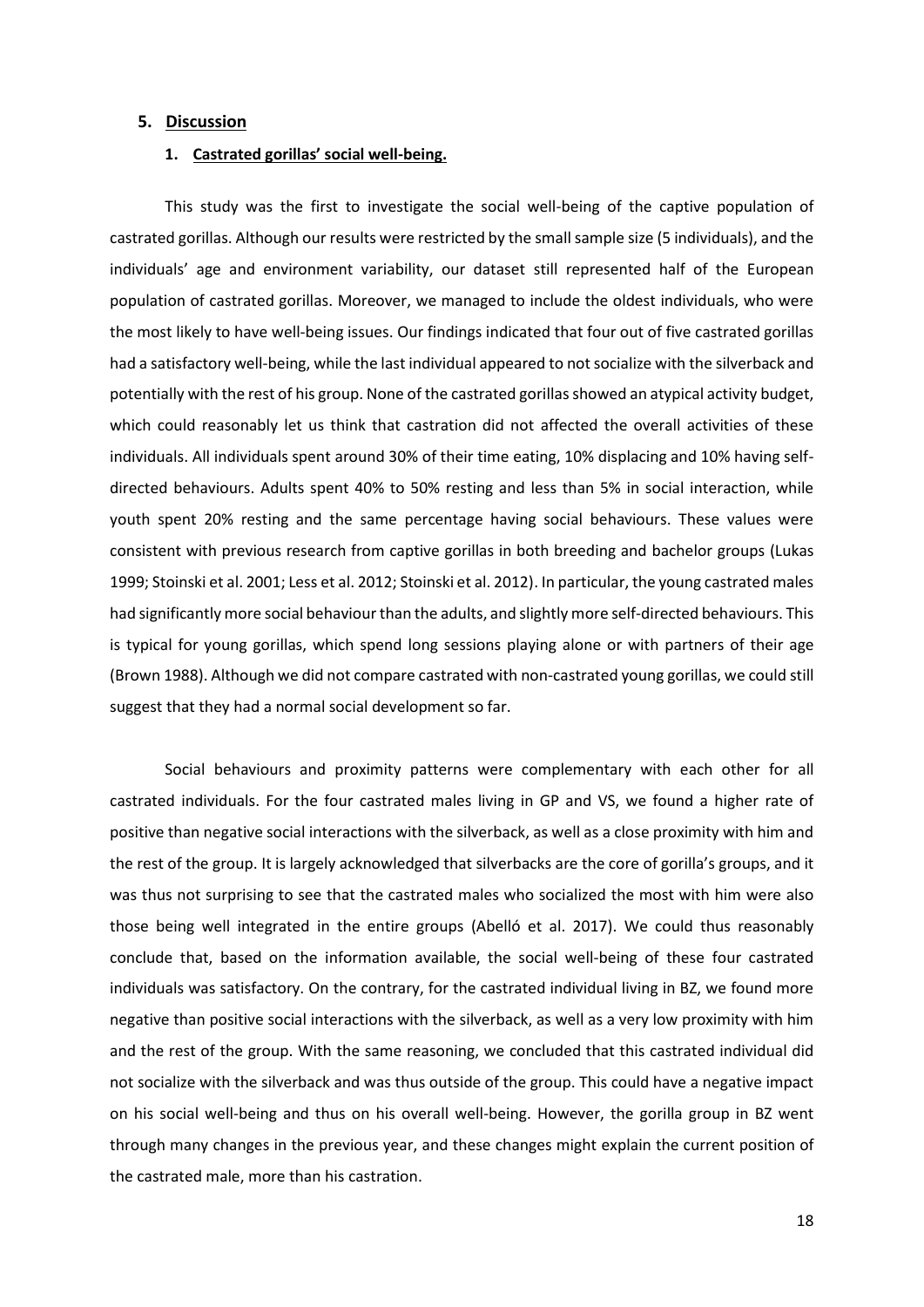## 5. Discussion

### 1. Castrated gorillas' social well-being.

This study was the first to investigate the social well-being of the captive population of castrated gorillas. Although our results were restricted by the small sample size (5 individuals), and the individuals' age and environment variability, our dataset still represented half of the European population of castrated gorillas. Moreover, we managed to include the oldest individuals, who were the most likely to have well-being issues. Our findings indicated that four out of five castrated gorillas had a satisfactory well-being, while the last individual appeared to not socialize with the silverback and potentially with the rest of his group. None of the castrated gorillas showed an atypical activity budget, which could reasonably let us think that castration did not affected the overall activities of these individuals. All individuals spent around 30% of their time eating, 10% displacing and 10% having self-directed behaviours. Adults spent 40% to 50% resting and less than 5% in social interaction, while youth spent 20% resting and the same percentage having social behaviours. These values were consistent with previous research from captive gorillas in both breeding and bachelor groups (Lukas 1999; Stoinski et al. 2001; Less et al. 2012; Stoinski et al. 2012). In particular, the young castrated males had significantly more social behaviour than the adults, and slightly more self-directed behaviours. This is typical for young gorillas, which spend long sessions playing alone or with partners of their age (Brown 1988). Although we did not compare castrated with non-castrated young gorillas, we could still suggest that they had a normal social development so far.

Social behaviours and proximity patterns were complementary with each other for all castrated individuals. For the four castrated males living in GP and VS, we found a higher rate of positive than negative social interactions with the silverback, as well as a close proximity with him and the rest of the group. It is largely acknowledged that silverbacks are the core of gorilla's groups, and it was thus not surprising to see that the castrated males who socialized the most with him were also those being well integrated in the entire groups (Abelló et al. 2017). We could thus reasonably conclude that, based on the information available, the social well-being of these four castrated individuals was satisfactory. On the contrary, for the castrated individual living in BZ, we found more negative than positive social interactions with the silverback, as well as a very low proximity with him and the rest of the group. With the same reasoning, we concluded that this castrated individual did not socialize with the silverback and was thus outside of the group. This could have a negative impact on his social well-being and thus on his overall well-being. However, the gorilla group in BZ went through many changes in the previous year, and these changes might explain the current position of the castrated male, more than his castration.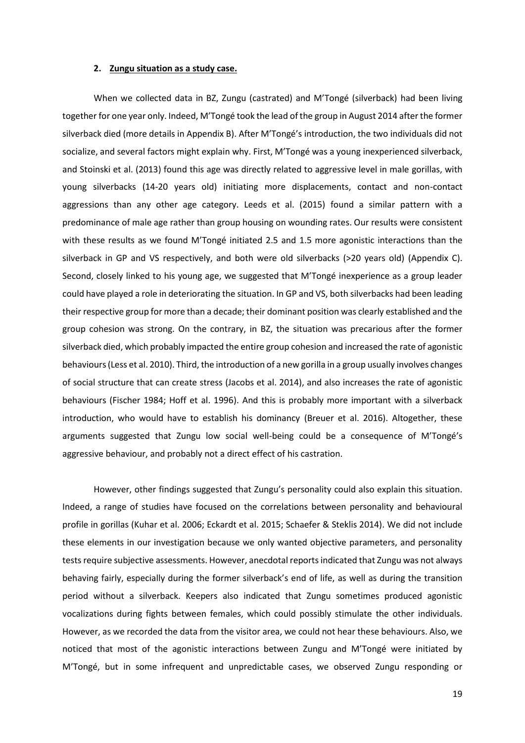## 2. Zungu situation as a study case.

When we collected data in BZ, Zungu (castrated) and M'Tongé (silverback) had been living together for one year only. Indeed, M'Tongé took the lead of the group in August 2014 after the former silverback died (more details in Appendix B). After M'Tongé's introduction, the two individuals did not socialize, and several factors might explain why. First, M'Tongé was a young inexperienced silverback, and Stoinski et al. (2013) found this age was directly related to aggressive level in male gorillas, with young silverbacks (14-20 years old) initiating more displacements, contact and non-contact aggressions than any other age category. Leeds et al. (2015) found a similar pattern with a predominance of male age rather than group housing on wounding rates. Our results were consistent with these results as we found M'Tongé initiated 2.5 and 1.5 more agonistic interactions than the silverback in GP and VS respectively, and both were old silverbacks (>20 years old) (Appendix C). Second, closely linked to his young age, we suggested that M'Tongé inexperience as a group leader could have played a role in deteriorating the situation. In GP and VS, both silverbacks had been leading their respective group for more than a decade; their dominant position was clearly established and the group cohesion was strong. On the contrary, in BZ, the situation was precarious after the former silverback died, which probably impacted the entire group cohesion and increased the rate of agonistic behaviours (Less et al. 2010). Third, the introduction of a new gorilla in a group usually involves changes of social structure that can create stress (Jacobs et al. 2014), and also increases the rate of agonistic behaviours (Fischer 1984; Hoff et al. 1996). And this is probably more important with a silverback introduction, who would have to establish his dominancy (Breuer et al. 2016). Altogether, these arguments suggested that Zungu low social well-being could be a consequence of M'Tongé's aggressive behaviour, and probably not a direct effect of his castration.

However, other findings suggested that Zungu's personality could also explain this situation. Indeed, a range of studies have focused on the correlations between personality and behavioural profile in gorillas (Kuhar et al. 2006; Eckardt et al. 2015; Schaefer & Steklis 2014). We did not include these elements in our investigation because we only wanted objective parameters, and personality tests require subjective assessments. However, anecdotal reports indicated that Zungu was not always behaving fairly, especially during the former silverback's end of life, as well as during the transition period without a silverback. Keepers also indicated that Zungu sometimes produced agonistic vocalizations during fights between females, which could possibly stimulate the other individuals. However, as we recorded the data from the visitor area, we could not hear these behaviours. Also, we noticed that most of the agonistic interactions between Zungu and M'Tongé were initiated by M'Tongé, but in some infrequent and unpredictable cases, we observed Zungu responding or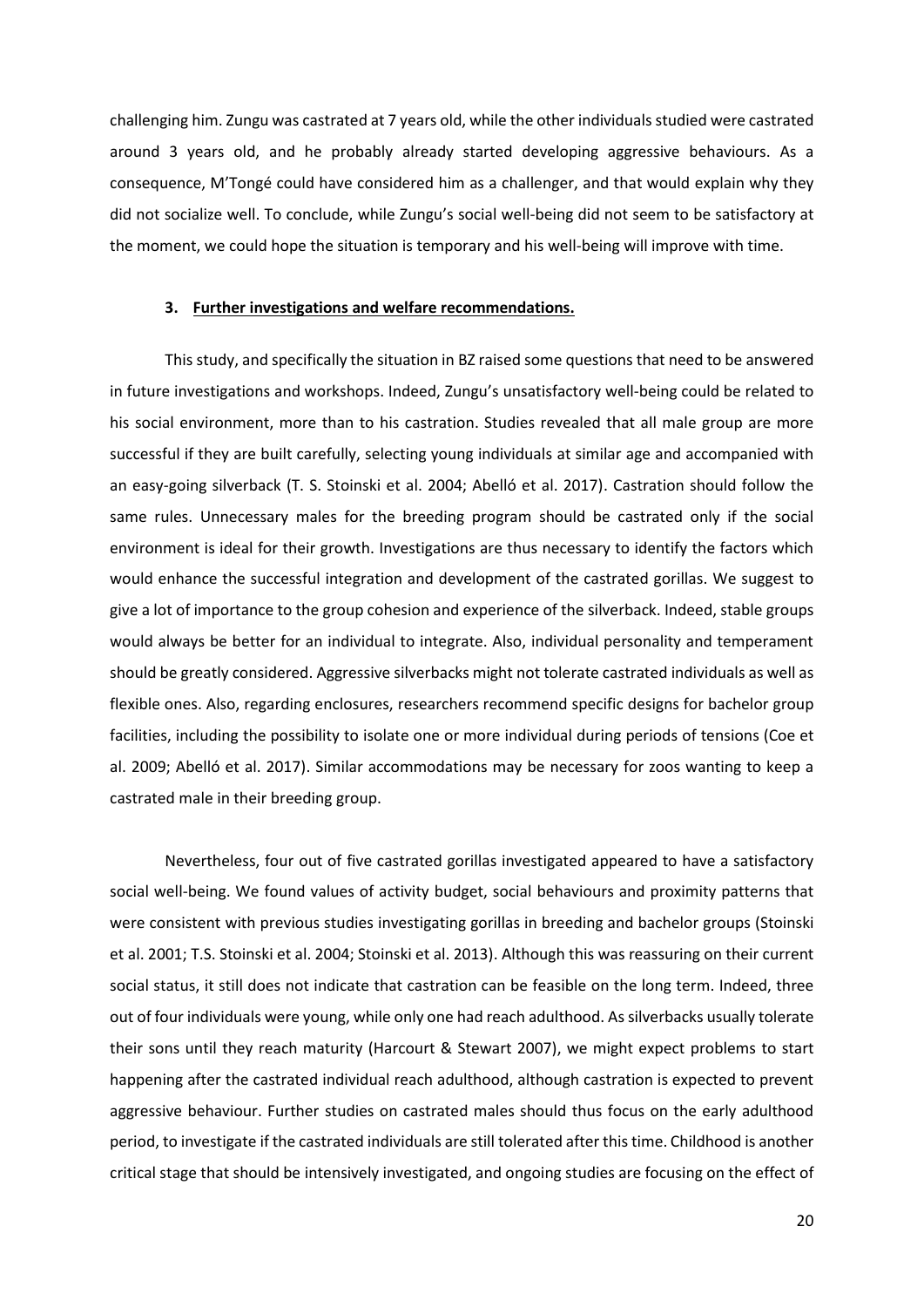challenging him. Zungu was castrated at 7 years old, while the other individuals studied were castrated around 3 years old, and he probably already started developing aggressive behaviours. As a consequence, M'Tongé could have considered him as a challenger, and that would explain why they did not socialize well. To conclude, while Zungu's social well-being did not seem to be satisfactory at the moment, we could hope the situation is temporary and his well-being will improve with time.

### 3. Further investigations and welfare recommendations.

This study, and specifically the situation in BZ raised some questions that need to be answered in future investigations and workshops. Indeed, Zungu's unsatisfactory well-being could be related to his social environment, more than to his castration. Studies revealed that all male group are more successful if they are built carefully, selecting young individuals at similar age and accompanied with an easy-going silverback (T. S. Stoinski et al. 2004; Abelló et al. 2017). Castration should follow the same rules. Unnecessary males for the breeding program should be castrated only if the social environment is ideal for their growth. Investigations are thus necessary to identify the factors which would enhance the successful integration and development of the castrated gorillas. We suggest to give a lot of importance to the group cohesion and experience of the silverback. Indeed, stable groups would always be better for an individual to integrate. Also, individual personality and temperament should be greatly considered. Aggressive silverbacks might not tolerate castrated individuals as well as flexible ones. Also, regarding enclosures, researchers recommend specific designs for bachelor group facilities, including the possibility to isolate one or more individual during periods of tensions (Coe et al. 2009; Abelló et al. 2017). Similar accommodations may be necessary for zoos wanting to keep a castrated male in their breeding group.

Nevertheless, four out of five castrated gorillas investigated appeared to have a satisfactory social well-being. We found values of activity budget, social behaviours and proximity patterns that were consistent with previous studies investigating gorillas in breeding and bachelor groups (Stoinski et al. 2001; T.S. Stoinski et al. 2004; Stoinski et al. 2013). Although this was reassuring on their current social status, it still does not indicate that castration can be feasible on the long term. Indeed, three out of four individuals were young, while only one had reach adulthood. As silverbacks usually tolerate their sons until they reach maturity (Harcourt & Stewart 2007), we might expect problems to start happening after the castrated individual reach adulthood, although castration is expected to prevent aggressive behaviour. Further studies on castrated males should thus focus on the early adulthood period, to investigate if the castrated individuals are still tolerated after this time. Childhood is another critical stage that should be intensively investigated, and ongoing studies are focusing on the effect of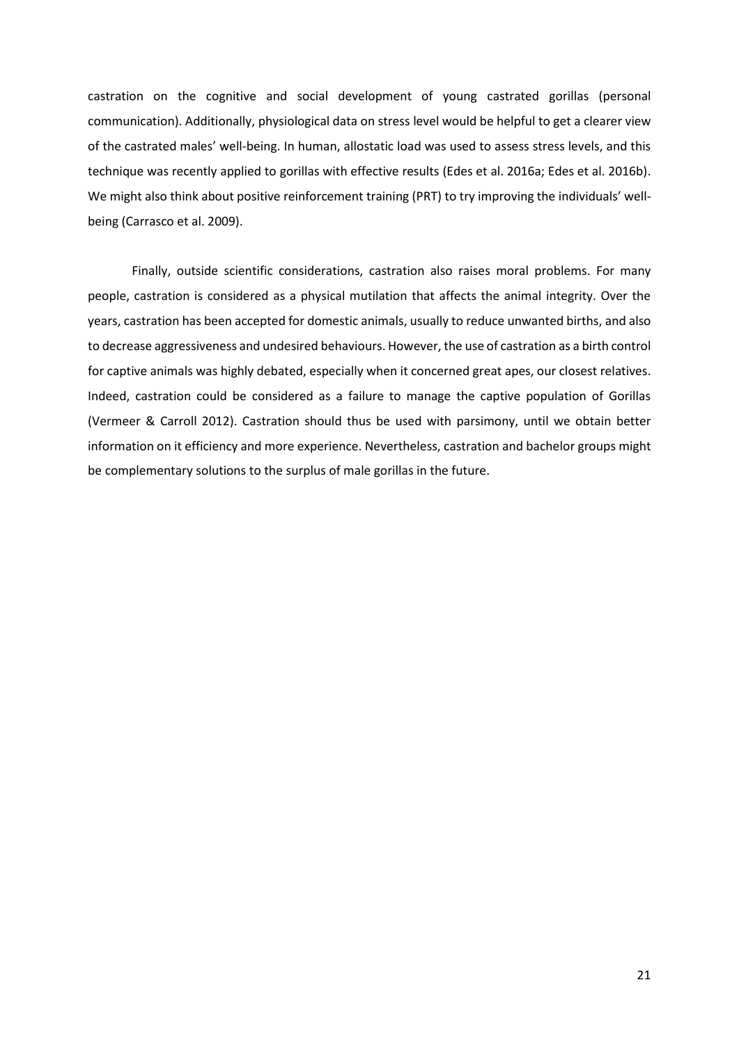castration on the cognitive and social development of young castrated gorillas (personal communication). Additionally, physiological data on stress level would be helpful to get a clearer view of the castrated males' well-being. In human, allostatic load was used to assess stress levels, and this technique was recently applied to gorillas with effective results (Edes et al. 2016a; Edes et al. 2016b). We might also think about positive reinforcement training (PRT) to try improving the individuals' well-being (Carrasco et al. 2009).

Finally, outside scientific considerations, castration also raises moral problems. For many people, castration is considered as a physical mutilation that affects the animal integrity. Over the years, castration has been accepted for domestic animals, usually to reduce unwanted births, and also to decrease aggressiveness and undesired behaviours. However, the use of castration as a birth control for captive animals was highly debated, especially when it concerned great apes, our closest relatives. Indeed, castration could be considered as a failure to manage the captive population of Gorillas (Vermeer & Carroll 2012). Castration should thus be used with parsimony, until we obtain better information on it efficiency and more experience. Nevertheless, castration and bachelor groups might be complementary solutions to the surplus of male gorillas in the future.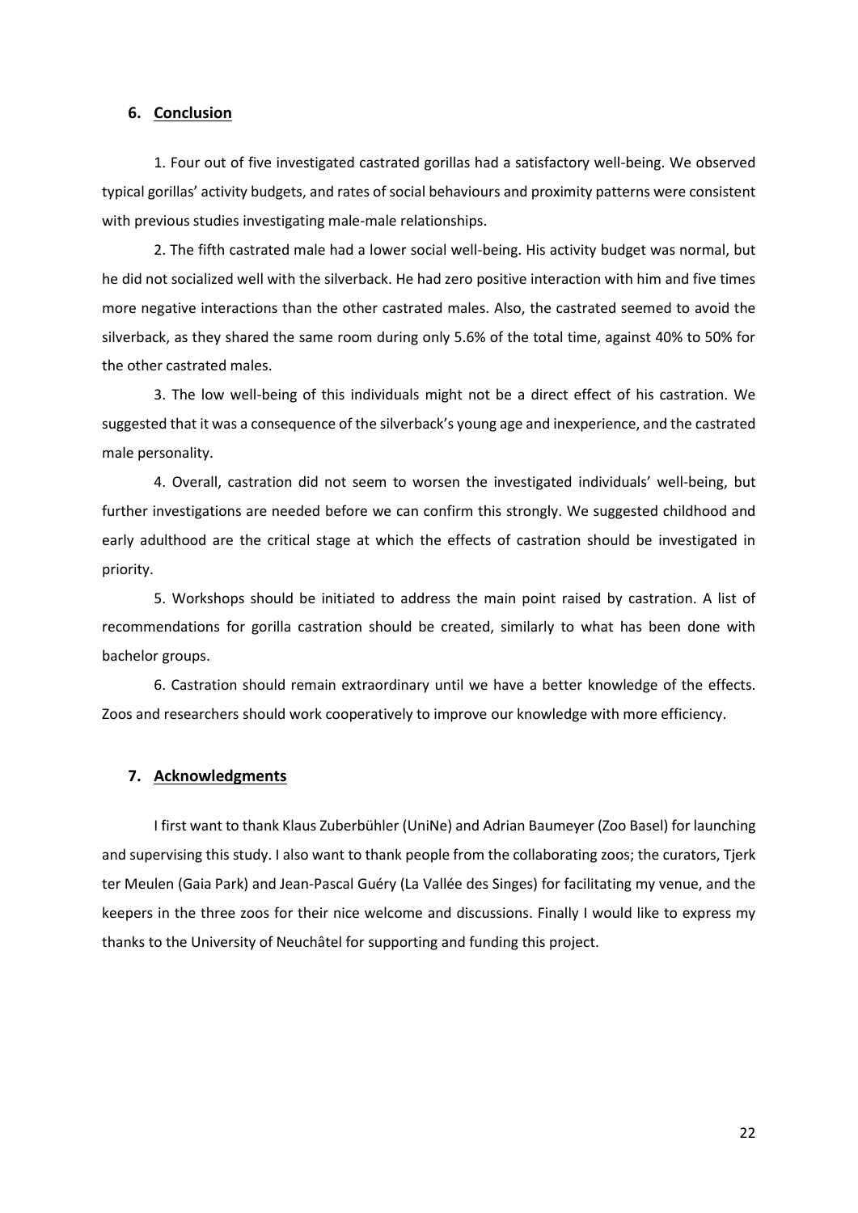## 6. Conclusion

1. Four out of five investigated castrated gorillas had a satisfactory well-being. We observed typical gorillas' activity budgets, and rates of social behaviours and proximity patterns were consistent with previous studies investigating male-male relationships.

2. The fifth castrated male had a lower social well-being. His activity budget was normal, but he did not socialized well with the silverback. He had zero positive interaction with him and five times more negative interactions than the other castrated males. Also, the castrated seemed to avoid the silverback, as they shared the same room during only 5.6% of the total time, against 40% to 50% for the other castrated males.

3. The low well-being of this individuals might not be a direct effect of his castration. We suggested that it was a consequence of the silverback's young age and inexperience, and the castrated male personality.

4. Overall, castration did not seem to worsen the investigated individuals' well-being, but further investigations are needed before we can confirm this strongly. We suggested childhood and early adulthood are the critical stage at which the effects of castration should be investigated in priority.

5. Workshops should be initiated to address the main point raised by castration. A list of recommendations for gorilla castration should be created, similarly to what has been done with bachelor groups.

6. Castration should remain extraordinary until we have a better knowledge of the effects. Zoos and researchers should work cooperatively to improve our knowledge with more efficiency.

## 7. Acknowledgments

I first want to thank Klaus Zuberbühler (UniNe) and Adrian Baumeyer (Zoo Basel) for launching and supervising this study. I also want to thank people from the collaborating zoos; the curators, Tjerk ter Meulen (Gaia Park) and Jean-Pascal Guéry (La Vallée des Singes) for facilitating my venue, and the keepers in the three zoos for their nice welcome and discussions. Finally I would like to express my thanks to the University of Neuchâtel for supporting and funding this project.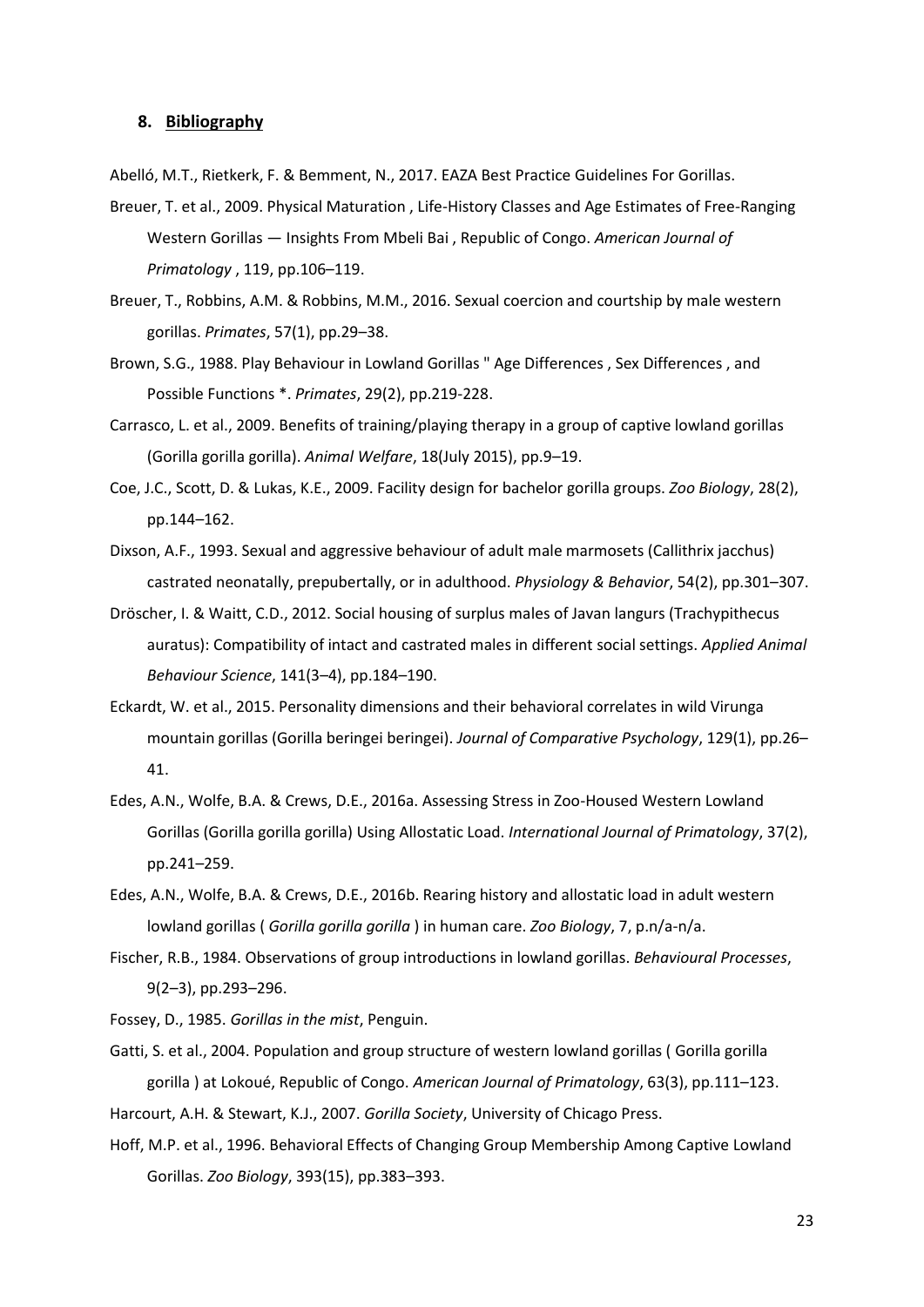## 8. Bibliography

Abelló, M.T., Rietkerk, F. & Bemment, N., 2017. EAZA Best Practice Guidelines For Gorillas.

Breuer, T. et al., 2009. Physical Maturation , Life-History Classes and Age Estimates of Free-Ranging Western Gorillas — Insights From Mbeli Bai , Republic of Congo. *American Journal of Primatology* , 119, pp.106–119.

Breuer, T., Robbins, A.M. & Robbins, M.M., 2016. Sexual coercion and courtship by male western gorillas. *Primates*, 57(1), pp.29–38.

Brown, S.G., 1988. Play Behaviour in Lowland Gorillas " Age Differences , Sex Differences , and Possible Functions *. *Primates*, 29(2), pp.219-228.

Carrasco, L. et al., 2009. Benefits of training/playing therapy in a group of captive lowland gorillas (Gorilla gorilla gorilla). *Animal Welfare*, 18(July 2015), pp.9–19.

Coe, J.C., Scott, D. & Lukas, K.E., 2009. Facility design for bachelor gorilla groups. *Zoo Biology*, 28(2), pp.144–162.

Dixson, A.F., 1993. Sexual and aggressive behaviour of adult male marmosets (Callithrix jacchus) castrated neonatally, prepubertally, or in adulthood. *Physiology & Behavior*, 54(2), pp.301–307.

Dröscher, I. & Waitt, C.D., 2012. Social housing of surplus males of Javan langurs (Trachypithecus auratus): Compatibility of intact and castrated males in different social settings. *Applied Animal Behaviour Science*, 141(3–4), pp.184–190.

Eckardt, W. et al., 2015. Personality dimensions and their behavioral correlates in wild Virunga mountain gorillas (Gorilla beringei beringei). *Journal of Comparative Psychology*, 129(1), pp.26–41.

Edes, A.N., Wolfe, B.A. & Crews, D.E., 2016a. Assessing Stress in Zoo-Housed Western Lowland Gorillas (Gorilla gorilla gorilla) Using Allostatic Load. *International Journal of Primatology*, 37(2), pp.241–259.

Edes, A.N., Wolfe, B.A. & Crews, D.E., 2016b. Rearing history and allostatic load in adult western lowland gorillas ( *Gorilla gorilla gorilla* ) in human care. *Zoo Biology*, 7, p.n/a-n/a.

Fischer, R.B., 1984. Observations of group introductions in lowland gorillas. *Behavioural Processes*, 9(2–3), pp.293–296.

Fossey, D., 1985. *Gorillas in the mist*, Penguin.

Gatti, S. et al., 2004. Population and group structure of western lowland gorillas ( Gorilla gorilla gorilla ) at Lokoué, Republic of Congo. *American Journal of Primatology*, 63(3), pp.111–123.

Harcourt, A.H. & Stewart, K.J., 2007. *Gorilla Society*, University of Chicago Press.

Hoff, M.P. et al., 1996. Behavioral Effects of Changing Group Membership Among Captive Lowland Gorillas. *Zoo Biology*, 393(15), pp.383–393.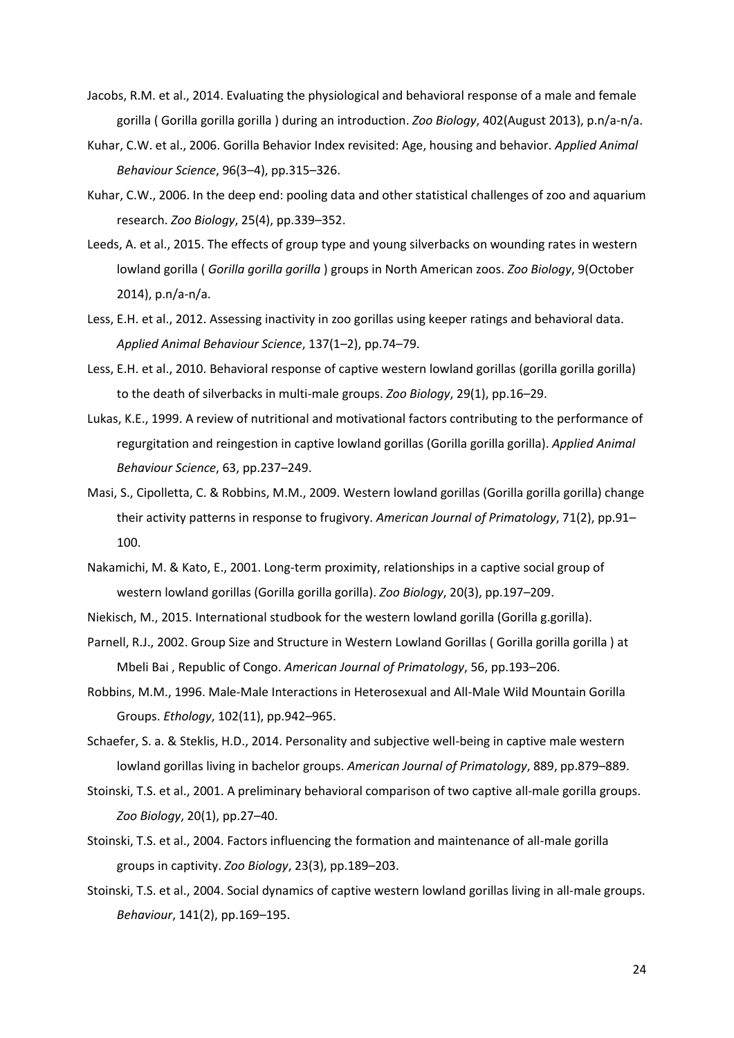Jacobs, R.M. et al., 2014. Evaluating the physiological and behavioral response of a male and female gorilla ( Gorilla gorilla gorilla ) during an introduction. *Zoo Biology*, 402(August 2013), p.n/a-n/a.

Kuhar, C.W. et al., 2006. Gorilla Behavior Index revisited: Age, housing and behavior. *Applied Animal Behaviour Science*, 96(3–4), pp.315–326.

Kuhar, C.W., 2006. In the deep end: pooling data and other statistical challenges of zoo and aquarium research. *Zoo Biology*, 25(4), pp.339–352.

Leeds, A. et al., 2015. The effects of group type and young silverbacks on wounding rates in western lowland gorilla ( *Gorilla gorilla gorilla* ) groups in North American zoos. *Zoo Biology*, 9(October 2014), p.n/a-n/a.

Less, E.H. et al., 2012. Assessing inactivity in zoo gorillas using keeper ratings and behavioral data. *Applied Animal Behaviour Science*, 137(1–2), pp.74–79.

Less, E.H. et al., 2010. Behavioral response of captive western lowland gorillas (gorilla gorilla gorilla) to the death of silverbacks in multi-male groups. *Zoo Biology*, 29(1), pp.16–29.

Lukas, K.E., 1999. A review of nutritional and motivational factors contributing to the performance of regurgitation and reingestion in captive lowland gorillas (Gorilla gorilla gorilla). *Applied Animal Behaviour Science*, 63, pp.237–249.

Masi, S., Cipolletta, C. & Robbins, M.M., 2009. Western lowland gorillas (Gorilla gorilla gorilla) change their activity patterns in response to frugivory. *American Journal of Primatology*, 71(2), pp.91–100.

Nakamichi, M. & Kato, E., 2001. Long-term proximity, relationships in a captive social group of western lowland gorillas (Gorilla gorilla gorilla). *Zoo Biology*, 20(3), pp.197–209.

Niekisch, M., 2015. International studbook for the western lowland gorilla (Gorilla g.gorilla).

Parnell, R.J., 2002. Group Size and Structure in Western Lowland Gorillas ( Gorilla gorilla gorilla ) at Mbeli Bai , Republic of Congo. *American Journal of Primatology*, 56, pp.193–206.

Robbins, M.M., 1996. Male-Male Interactions in Heterosexual and All-Male Wild Mountain Gorilla Groups. *Ethology*, 102(11), pp.942–965.

Schaefer, S. a. & Steklis, H.D., 2014. Personality and subjective well-being in captive male western lowland gorillas living in bachelor groups. *American Journal of Primatology*, 889, pp.879–889.

Stoinski, T.S. et al., 2001. A preliminary behavioral comparison of two captive all-male gorilla groups. *Zoo Biology*, 20(1), pp.27–40.

Stoinski, T.S. et al., 2004. Factors influencing the formation and maintenance of all-male gorilla groups in captivity. *Zoo Biology*, 23(3), pp.189–203.

Stoinski, T.S. et al., 2004. Social dynamics of captive western lowland gorillas living in all-male groups. *Behaviour*, 141(2), pp.169–195.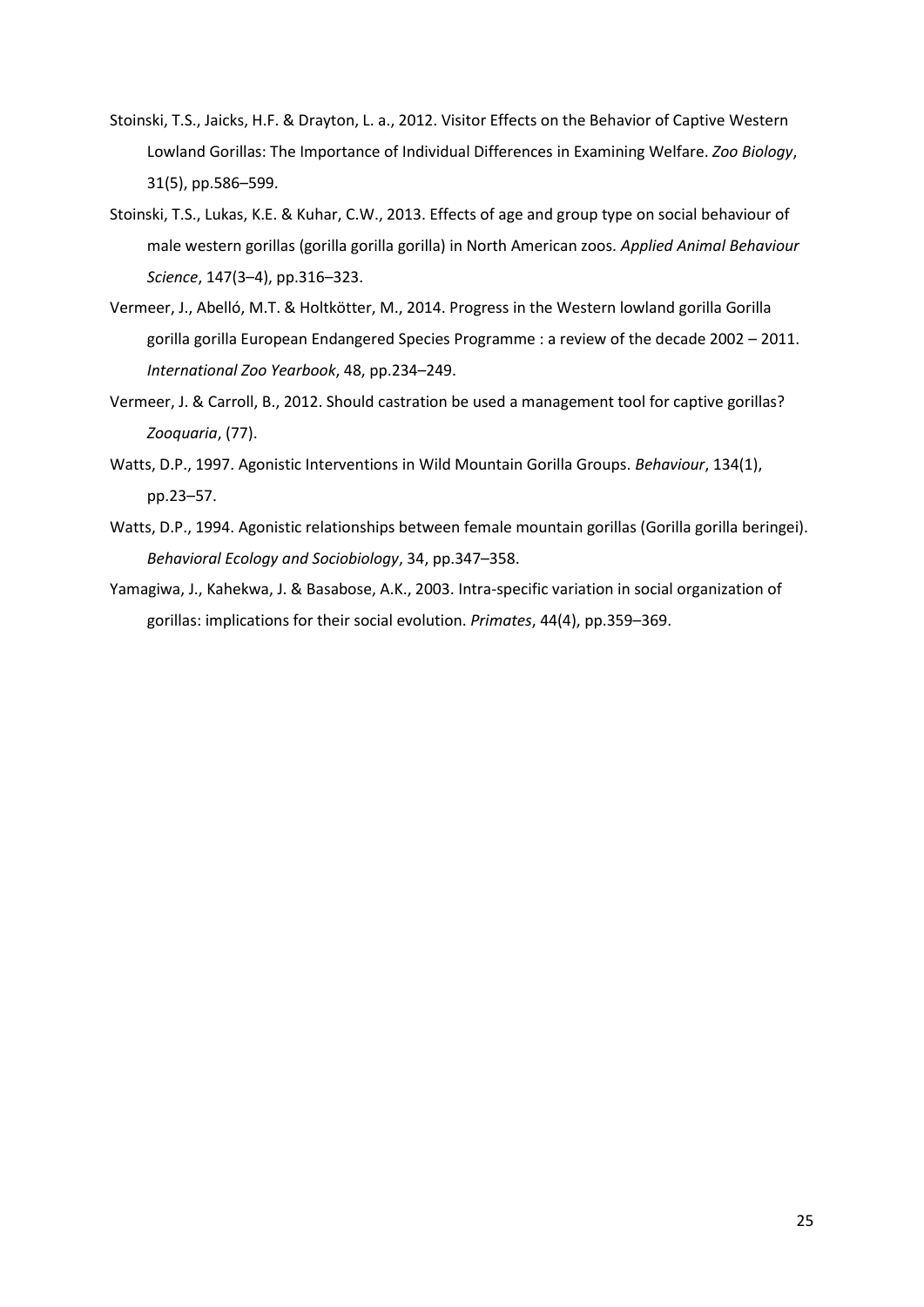Stoinski, T.S., Jaicks, H.F. & Drayton, L. a., 2012. Visitor Effects on the Behavior of Captive Western Lowland Gorillas: The Importance of Individual Differences in Examining Welfare. *Zoo Biology*, 31(5), pp.586–599.

Stoinski, T.S., Lukas, K.E. & Kuhar, C.W., 2013. Effects of age and group type on social behaviour of male western gorillas (gorilla gorilla gorilla) in North American zoos. *Applied Animal Behaviour Science*, 147(3–4), pp.316–323.

Vermeer, J., Abelló, M.T. & Holtkötter, M., 2014. Progress in the Western lowland gorilla Gorilla gorilla gorilla European Endangered Species Programme : a review of the decade 2002 – 2011. *International Zoo Yearbook*, 48, pp.234–249.

Vermeer, J. & Carroll, B., 2012. Should castration be used a management tool for captive gorillas? *Zooquaria*, (77).

Watts, D.P., 1997. Agonistic Interventions in Wild Mountain Gorilla Groups. *Behaviour*, 134(1), pp.23–57.

Watts, D.P., 1994. Agonistic relationships between female mountain gorillas (Gorilla gorilla beringei). *Behavioral Ecology and Sociobiology*, 34, pp.347–358.

Yamagiwa, J., Kahekwa, J. & Basabose, A.K., 2003. Intra-specific variation in social organization of gorillas: implications for their social evolution. *Primates*, 44(4), pp.359–369.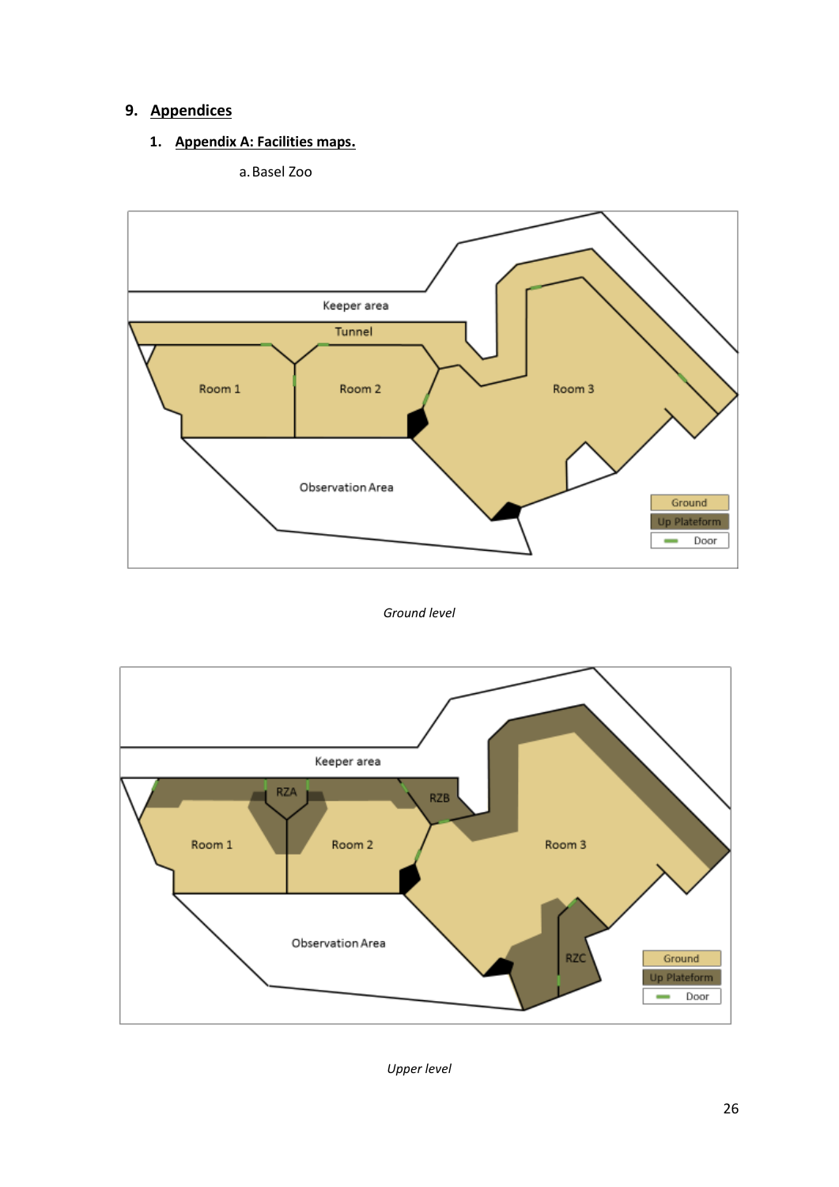# 9. Appendices

## 1. Appendix A: Facilities maps.

a. Basel Zoo

*Ground level*

*Upper level*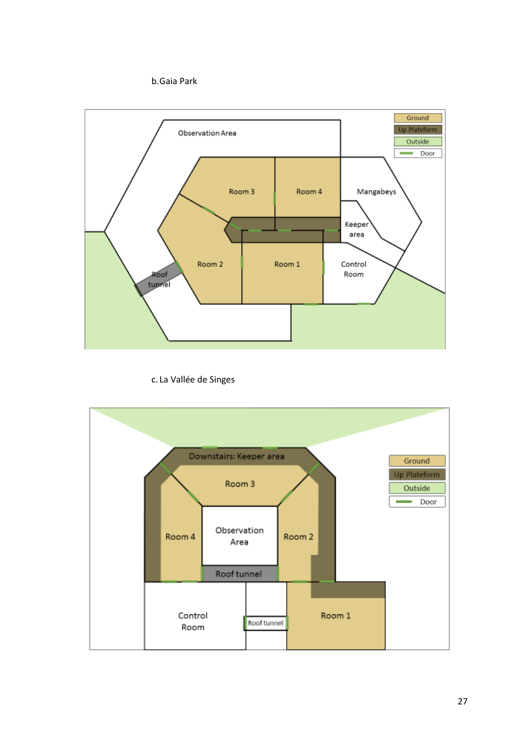b. Gaia Park

Observation Area

Room 3

Room 4

Mangabeys

Keeper area

Room 2

Room 1

Control Room

Roof tunnel

Ground

Up Plateform

Outside

Door

c. La Vallée de Singes

Downstairs: Keeper area

Room 3

Room 4

Observation Area

Room 2

Roof tunnel

Control Room

Roof tunnel

Room 1

Ground

Up Plateform

Outside

Door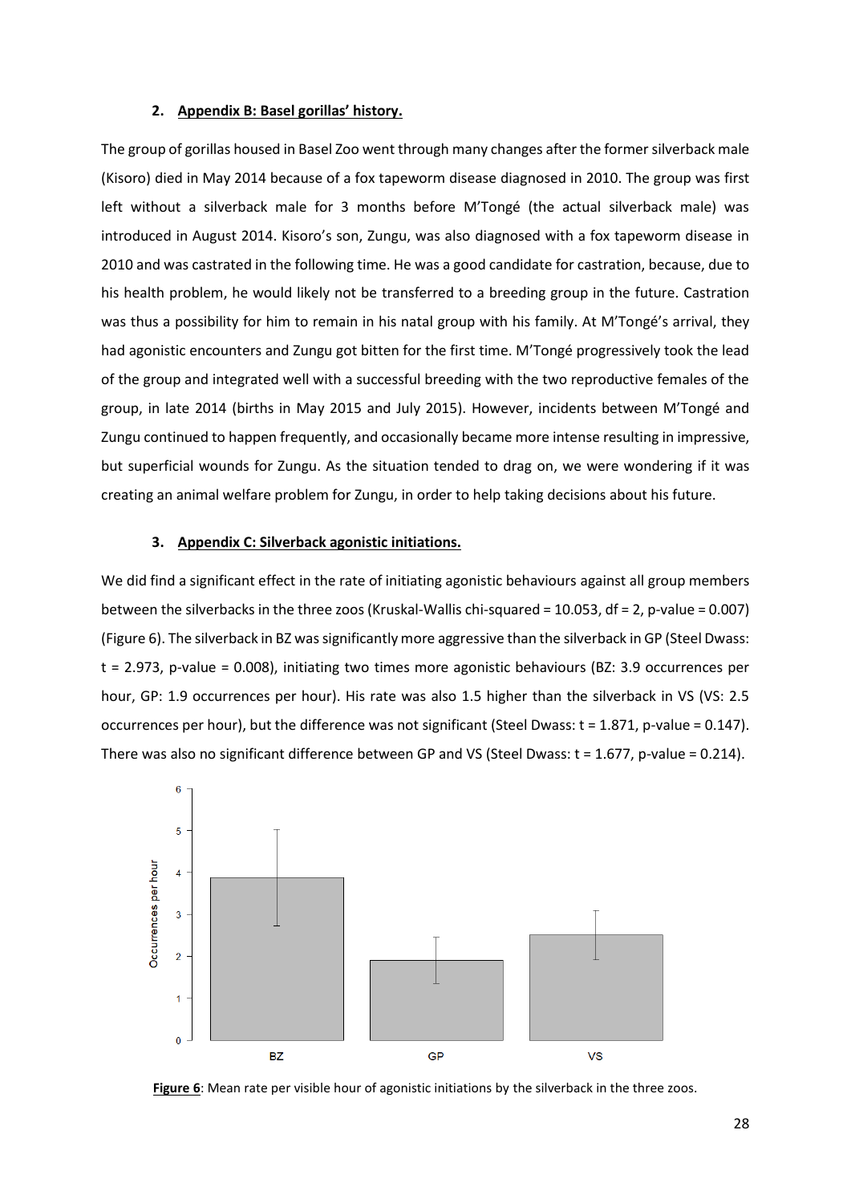## 2. Appendix B: Basel gorillas' history.

The group of gorillas housed in Basel Zoo went through many changes after the former silverback male (Kisoro) died in May 2014 because of a fox tapeworm disease diagnosed in 2010. The group was first left without a silverback male for 3 months before M'Tongé (the actual silverback male) was introduced in August 2014. Kisoro's son, Zungu, was also diagnosed with a fox tapeworm disease in 2010 and was castrated in the following time. He was a good candidate for castration, because, due to his health problem, he would likely not be transferred to a breeding group in the future. Castration was thus a possibility for him to remain in his natal group with his family. At M'Tongé's arrival, they had agonistic encounters and Zungu got bitten for the first time. M'Tongé progressively took the lead of the group and integrated well with a successful breeding with the two reproductive females of the group, in late 2014 (births in May 2015 and July 2015). However, incidents between M'Tongé and Zungu continued to happen frequently, and occasionally became more intense resulting in impressive, but superficial wounds for Zungu. As the situation tended to drag on, we were wondering if it was creating an animal welfare problem for Zungu, in order to help taking decisions about his future.

## 3. Appendix C: Silverback agonistic initiations.

We did find a significant effect in the rate of initiating agonistic behaviours against all group members between the silverbacks in the three zoos (Kruskal-Wallis chi-squared = 10.053, df = 2, p-value = 0.007) (Figure 6). The silverback in BZ was significantly more aggressive than the silverback in GP (Steel Dwass: t = 2.973, p-value = 0.008), initiating two times more agonistic behaviours (BZ: 3.9 occurrences per hour, GP: 1.9 occurrences per hour). His rate was also 1.5 higher than the silverback in VS (VS: 2.5 occurrences per hour), but the difference was not significant (Steel Dwass: t = 1.871, p-value = 0.147). There was also no significant difference between GP and VS (Steel Dwass: t = 1.677, p-value = 0.214).

Occurrences per hour

6
5
4
3
2
1
0

BZ
GP
VS

**Figure 6**: Mean rate per visible hour of agonistic initiations by the silverback in the three zoos.